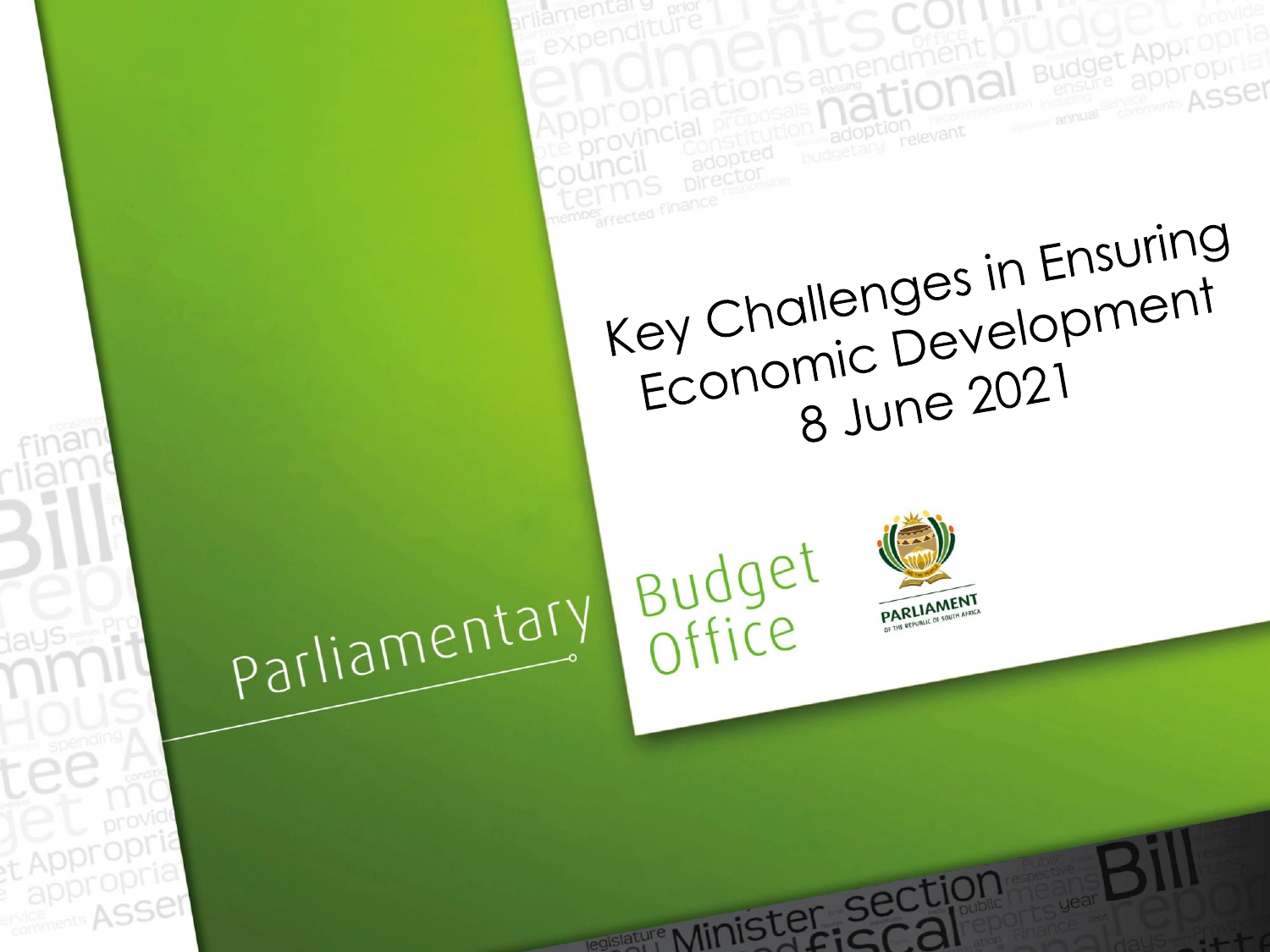# Key Challenges in Ensuring Economic Development

8 June 2021

Parliamentary Budget Office

PARLIAMENT OF THE REPUBLIC OF SOUTH AFRICA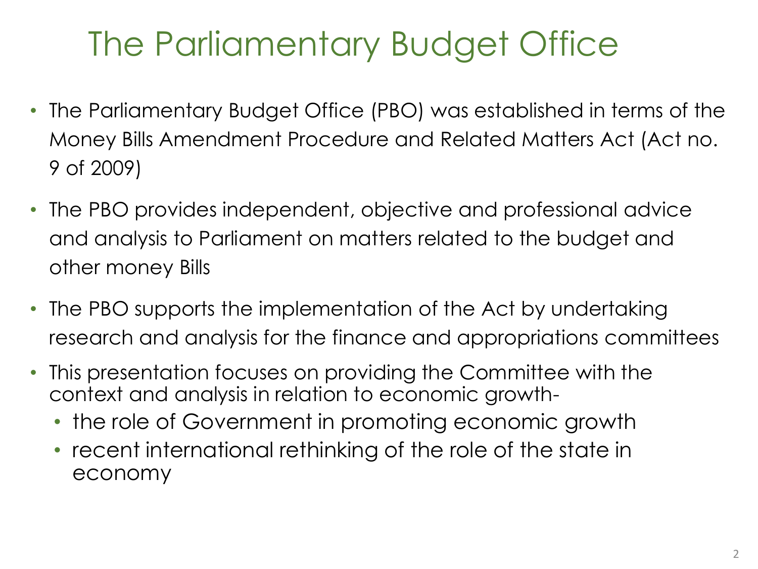# The Parliamentary Budget Office

- The Parliamentary Budget Office (PBO) was established in terms of the Money Bills Amendment Procedure and Related Matters Act (Act no. 9 of 2009)
- The PBO provides independent, objective and professional advice and analysis to Parliament on matters related to the budget and other money Bills
- The PBO supports the implementation of the Act by undertaking research and analysis for the finance and appropriations committees
- This presentation focuses on providing the Committee with the context and analysis in relation to economic growth-
  - the role of Government in promoting economic growth
  - recent international rethinking of the role of the state in economy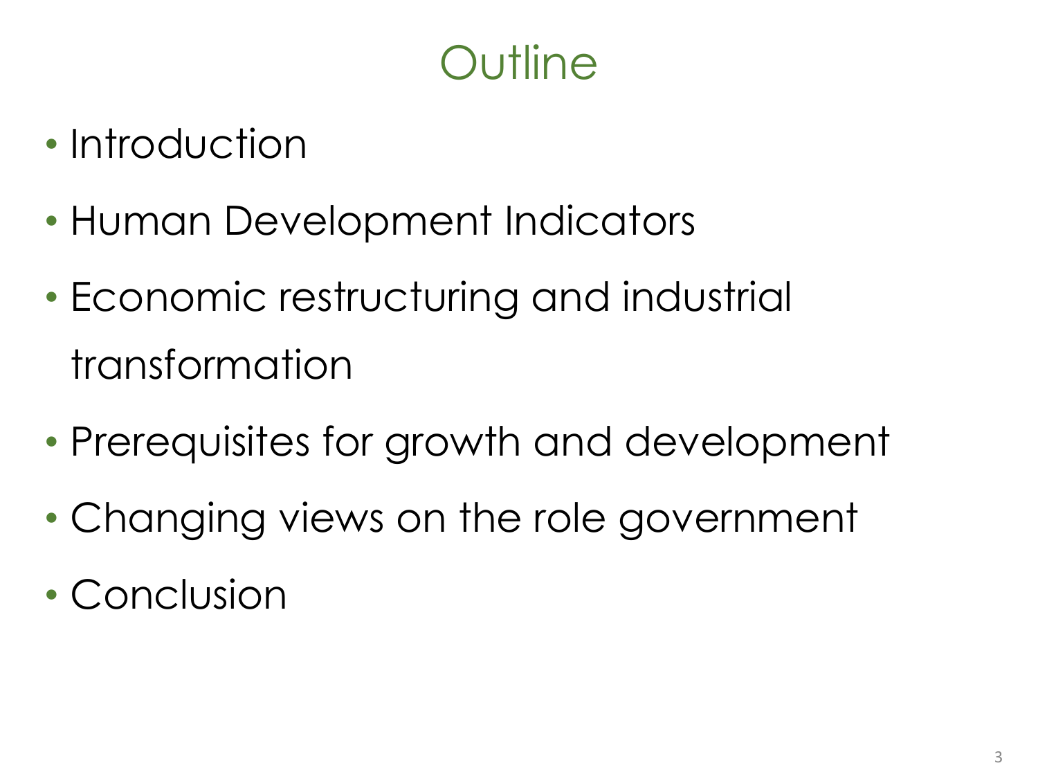# Outline

- Introduction
- Human Development Indicators
- Economic restructuring and industrial transformation
- Prerequisites for growth and development
- Changing views on the role government
- Conclusion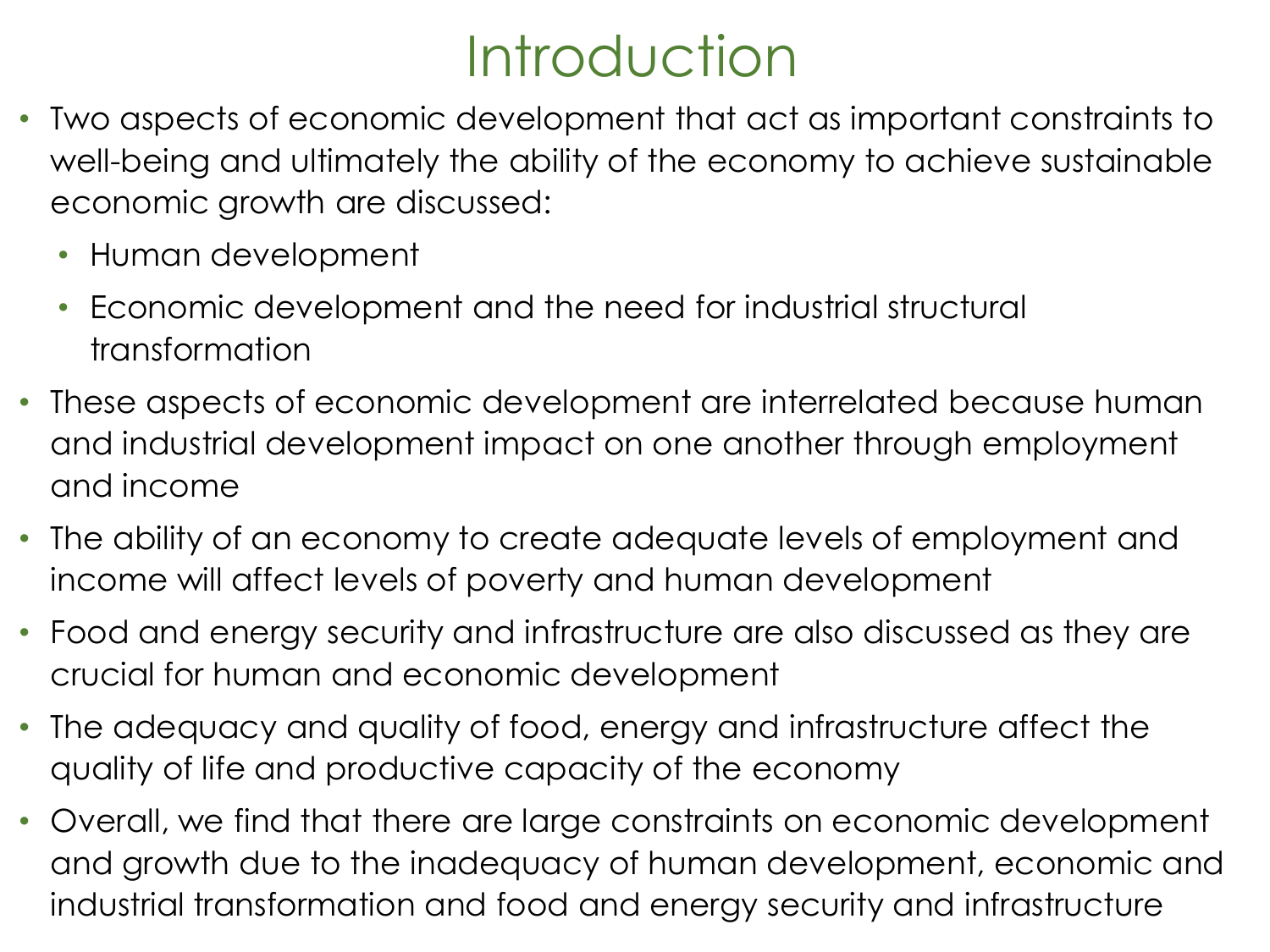# Introduction

- Two aspects of economic development that act as important constraints to well-being and ultimately the ability of the economy to achieve sustainable economic growth are discussed:
  - Human development
  - Economic development and the need for industrial structural transformation
- These aspects of economic development are interrelated because human and industrial development impact on one another through employment and income
- The ability of an economy to create adequate levels of employment and income will affect levels of poverty and human development
- Food and energy security and infrastructure are also discussed as they are crucial for human and economic development
- The adequacy and quality of food, energy and infrastructure affect the quality of life and productive capacity of the economy
- Overall, we find that there are large constraints on economic development and growth due to the inadequacy of human development, economic and industrial transformation and food and energy security and infrastructure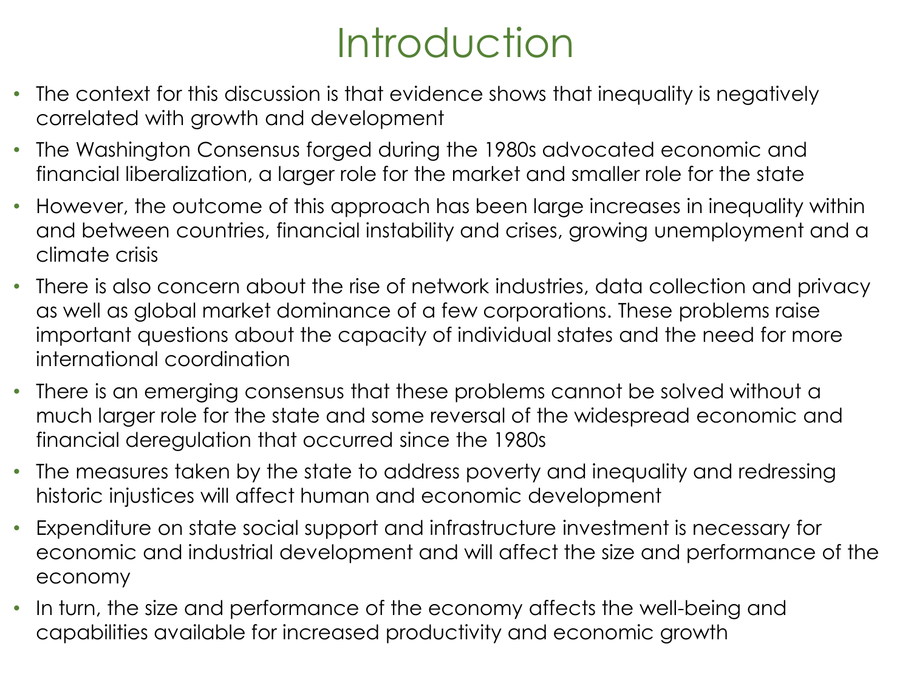# Introduction

- The context for this discussion is that evidence shows that inequality is negatively correlated with growth and development
- The Washington Consensus forged during the 1980s advocated economic and financial liberalization, a larger role for the market and smaller role for the state
- However, the outcome of this approach has been large increases in inequality within and between countries, financial instability and crises, growing unemployment and a climate crisis
- There is also concern about the rise of network industries, data collection and privacy as well as global market dominance of a few corporations. These problems raise important questions about the capacity of individual states and the need for more international coordination
- There is an emerging consensus that these problems cannot be solved without a much larger role for the state and some reversal of the widespread economic and financial deregulation that occurred since the 1980s
- The measures taken by the state to address poverty and inequality and redressing historic injustices will affect human and economic development
- Expenditure on state social support and infrastructure investment is necessary for economic and industrial development and will affect the size and performance of the economy
- In turn, the size and performance of the economy affects the well-being and capabilities available for increased productivity and economic growth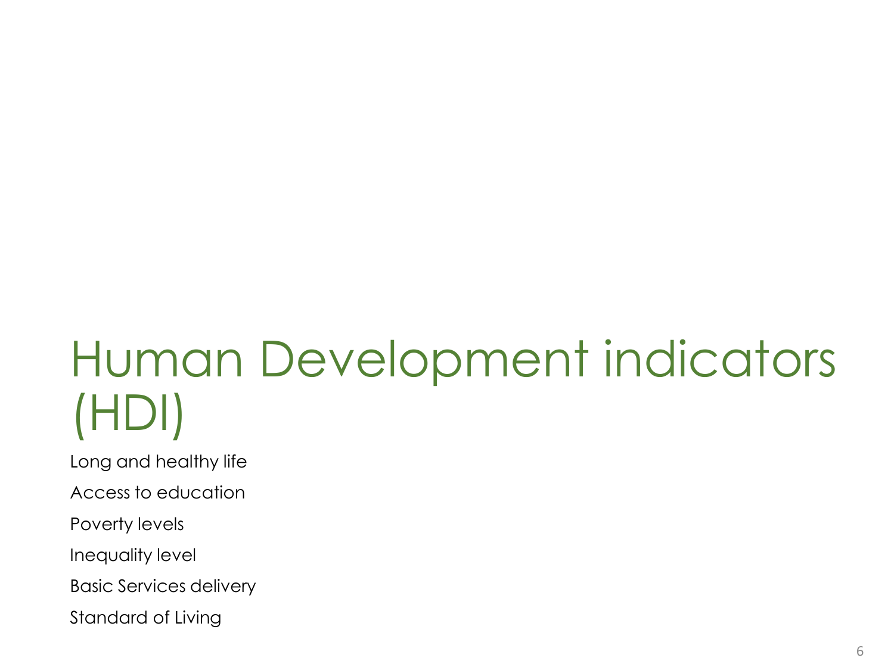# Human Development indicators (HDI)

Long and healthy life

Access to education

Poverty levels

Inequality level

Basic Services delivery

Standard of Living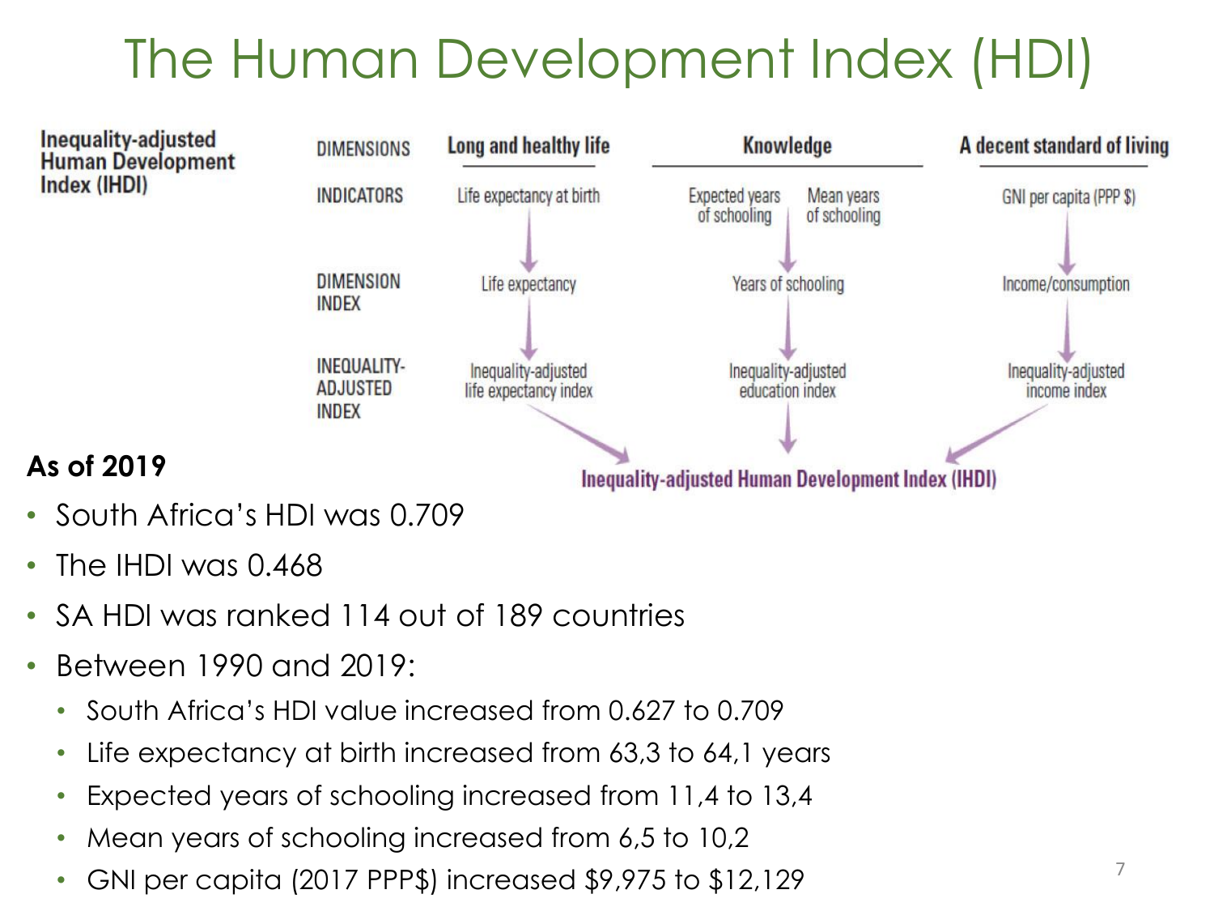# The Human Development Index (HDI)

**Inequality-adjusted Human Development Index (IHDI)**

DIMENSIONS: Long and healthy life | Knowledge | A decent standard of living

INDICATORS: Life expectancy at birth | Expected years of schooling | Mean years of schooling | GNI per capita (PPP $)

DIMENSION INDEX: Life expectancy | Years of schooling | Income/consumption

INEQUALITY-ADJUSTED INDEX: Inequality-adjusted life expectancy index | Inequality-adjusted education index | Inequality-adjusted income index

Inequality-adjusted Human Development Index (IHDI)

**As of 2019**

- South Africa's HDI was 0.709
- The IHDI was 0.468
- SA HDI was ranked 114 out of 189 countries
- Between 1990 and 2019:
  - South Africa's HDI value increased from 0.627 to 0.709
  - Life expectancy at birth increased from 63,3 to 64,1 years
  - Expected years of schooling increased from 11,4 to 13,4
  - Mean years of schooling increased from 6,5 to 10,2
  - GNI per capita (2017 PPP$) increased $9,975 to $12,129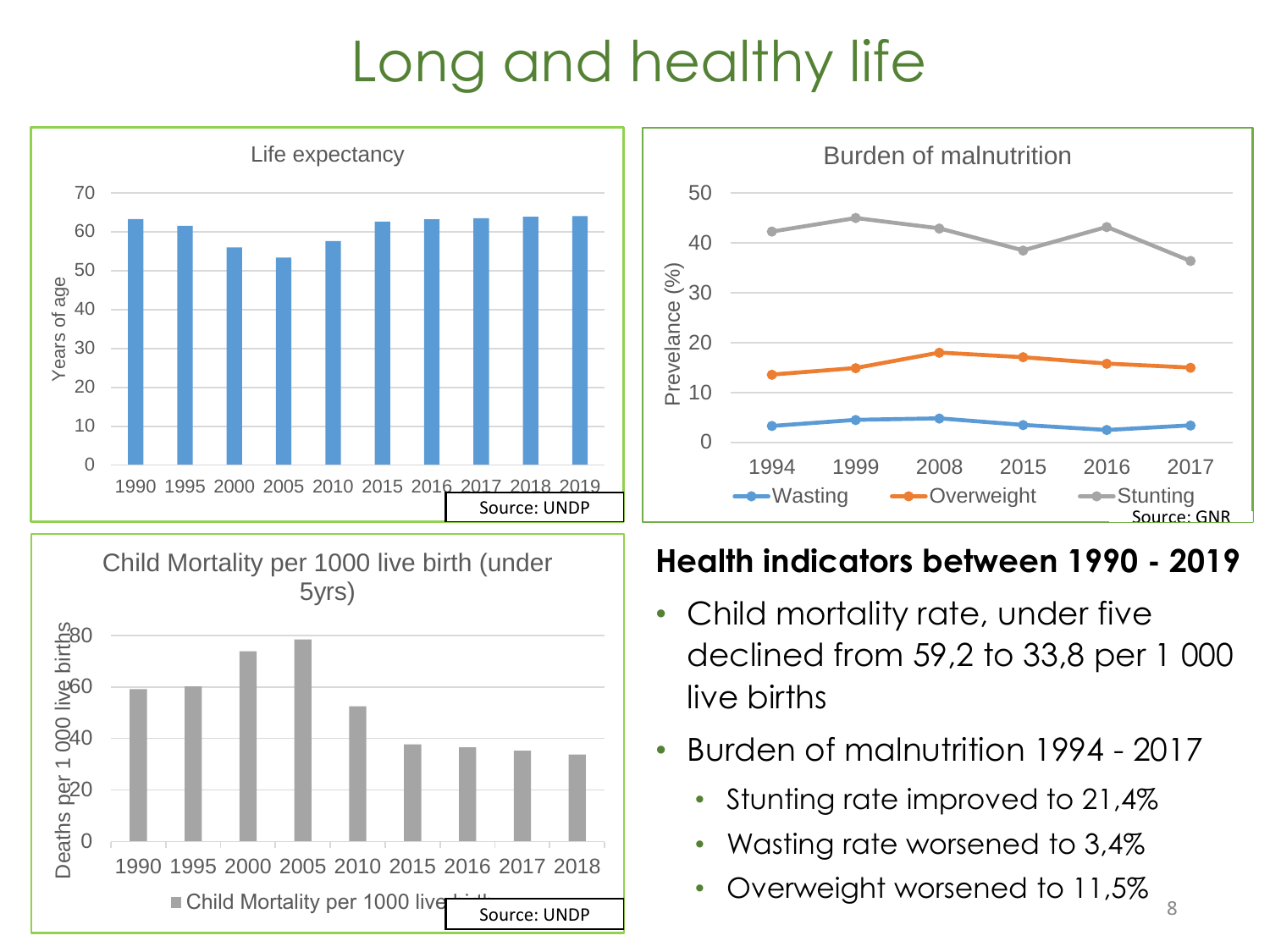# Long and healthy life

Life expectancy

Years of age

70
60
50
40
30
20
10
0

1990 1995 2000 2005 2010 2015 2016 2017 2018 2019

Source: UNDP

Burden of malnutrition

Prevelance (%)

50
40
30
20
10
0

1994 1999 2008 2015 2016 2017

Wasting Overweight Stunting

Source: GNR

Child Mortality per 1000 live birth (under 5yrs)

Deaths per 1 000 live births

80
60
40
20
0

1990 1995 2000 2005 2010 2015 2016 2017 2018

Child Mortality per 1000 live birth

Source: UNDP

**Health indicators between 1990 - 2019**

- Child mortality rate, under five declined from 59,2 to 33,8 per 1 000 live births
- Burden of malnutrition 1994 - 2017
  - Stunting rate improved to 21,4%
  - Wasting rate worsened to 3,4%
  - Overweight worsened to 11,5%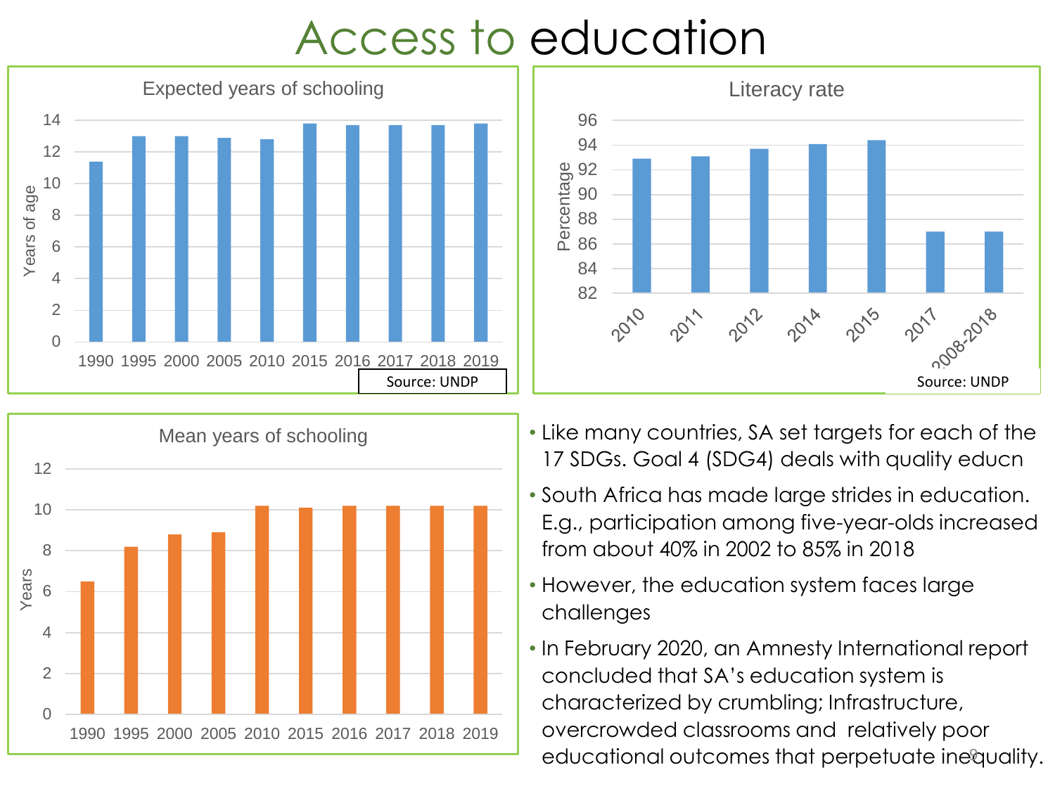# Access to education

Expected years of schooling

Years of age

14
12
10
8
6
4
2
0

1990 1995 2000 2005 2010 2015 2016 2017 2018 2019

Source: UNDP

Literacy rate

Percentage

96
94
92
90
88
86
84
82

2010 2011 2012 2014 2015 2017 2008-2018

Source: UNDP

Mean years of schooling

Years

12
10
8
6
4
2
0

1990 1995 2000 2005 2010 2015 2016 2017 2018 2019

- Like many countries, SA set targets for each of the 17 SDGs. Goal 4 (SDG4) deals with quality educn
- South Africa has made large strides in education. E.g., participation among five-year-olds increased from about 40% in 2002 to 85% in 2018
- However, the education system faces large challenges
- In February 2020, an Amnesty International report concluded that SA's education system is characterized by crumbling; Infrastructure, overcrowded classrooms and relatively poor educational outcomes that perpetuate inequality.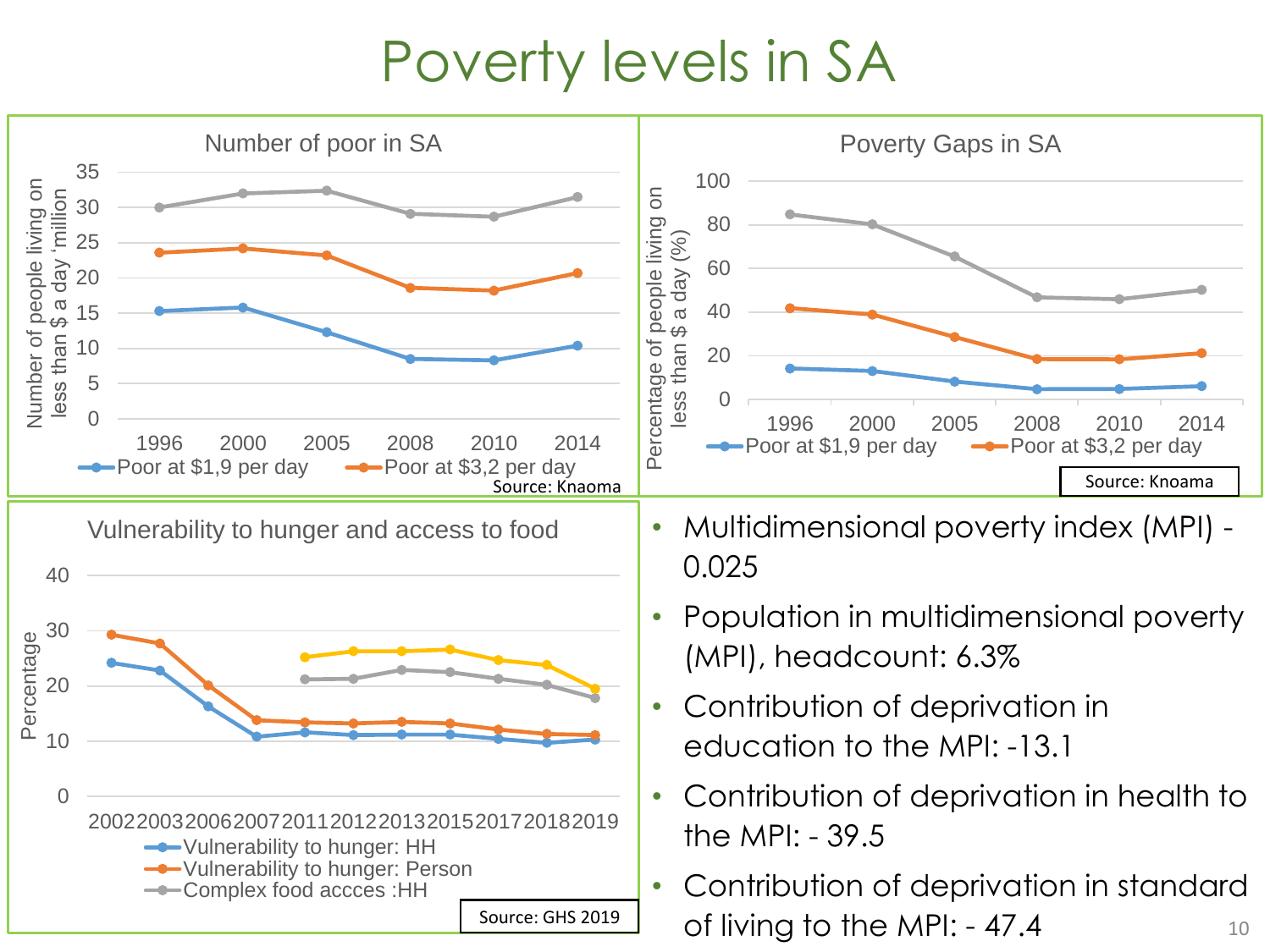# Poverty levels in SA

Number of poor in SA

Number of people living on less than $ a day 'million

35
30
25
20
15
10
5
0

1996 2000 2005 2008 2010 2014

Poor at $1,9 per day
Poor at $3,2 per day

Source: Knaoma

Poverty Gaps in SA

Percentage of people living on less than $ a day (%)

100
80
60
40
20
0

1996 2000 2005 2008 2010 2014

Poor at $1,9 per day
Poor at $3,2 per day

Source: Knoama

Vulnerability to hunger and access to food

Percentage

40
30
20
10
0

2002 2003 2006 2007 2011 2012 2013 2015 2017 2018 2019

Vulnerability to hunger: HH
Vulnerability to hunger: Person
Complex food accces :HH

Source: GHS 2019

- Multidimensional poverty index (MPI) - 0.025
- Population in multidimensional poverty (MPI), headcount: 6.3%
- Contribution of deprivation in education to the MPI: -13.1
- Contribution of deprivation in health to the MPI: - 39.5
- Contribution of deprivation in standard of living to the MPI: - 47.4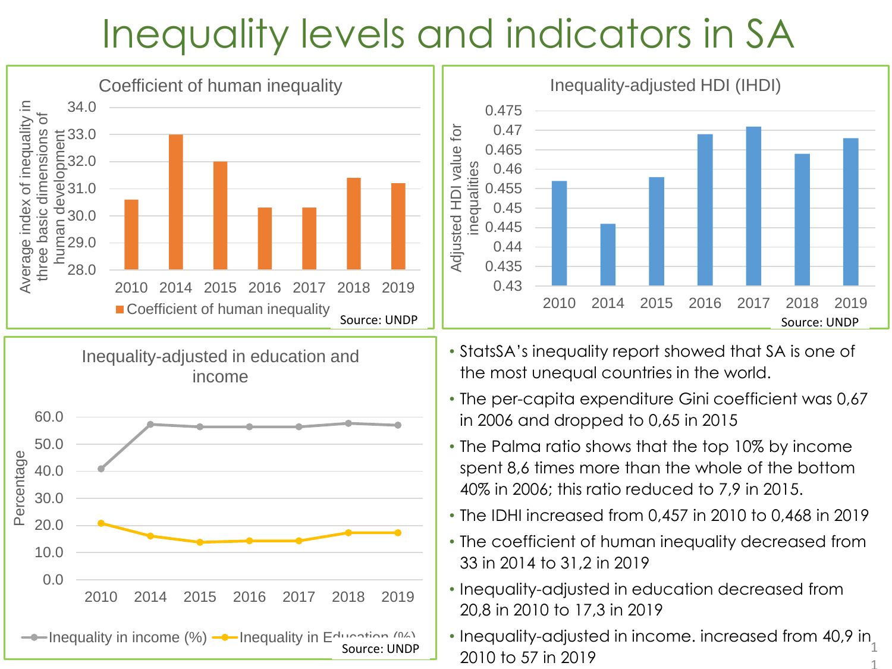# Inequality levels and indicators in SA

Coefficient of human inequality

Average index of inequality in three basic dimensions of human development

34.0
33.0
32.0
31.0
30.0
29.0
28.0

2010 2014 2015 2016 2017 2018 2019

Coefficient of human inequality

Source: UNDP

Inequality-adjusted HDI (IHDI)

Adjusted HDI value for inequalities

0.475
0.47
0.465
0.46
0.455
0.45
0.445
0.44
0.435
0.43

2010 2014 2015 2016 2017 2018 2019

Source: UNDP

Inequality-adjusted in education and income

Percentage

60.0
50.0
40.0
30.0
20.0
10.0
0.0

2010 2014 2015 2016 2017 2018 2019

Inequality in income (%) Inequality in Education (%)

Source: UNDP

- StatsSA's inequality report showed that SA is one of the most unequal countries in the world.
- The per-capita expenditure Gini coefficient was 0,67 in 2006 and dropped to 0,65 in 2015
- The Palma ratio shows that the top 10% by income spent 8,6 times more than the whole of the bottom 40% in 2006; this ratio reduced to 7,9 in 2015.
- The IDHI increased from 0,457 in 2010 to 0,468 in 2019
- The coefficient of human inequality decreased from 33 in 2014 to 31,2 in 2019
- Inequality-adjusted in education decreased from 20,8 in 2010 to 17,3 in 2019
- Inequality-adjusted in income. increased from 40,9 in 2010 to 57 in 2019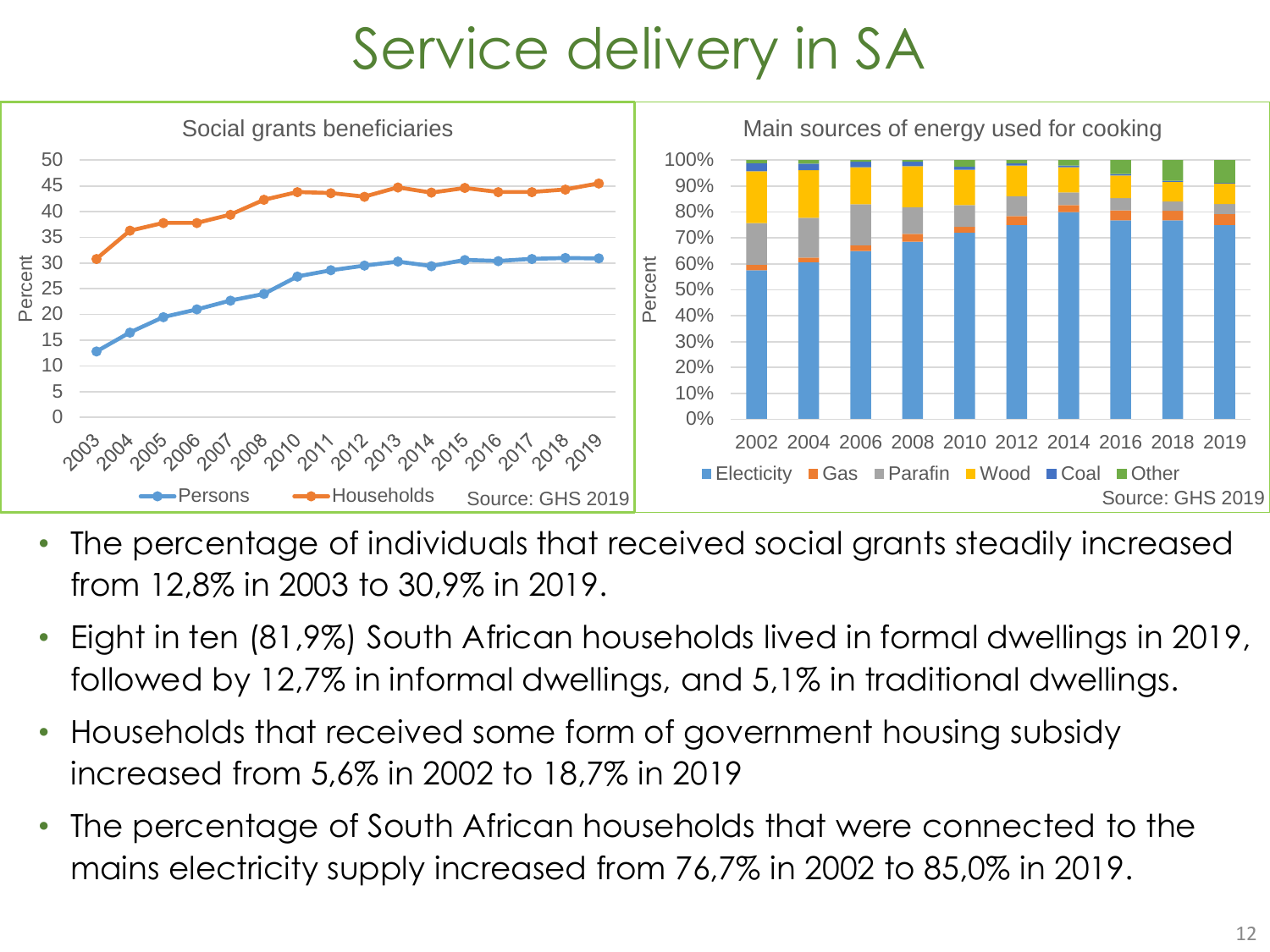# Service delivery in SA

Social grants beneficiaries

Percent

50
45
40
35
30
25
20
15
10
5
0

2003 2004 2005 2006 2007 2008 2010 2011 2012 2013 2014 2015 2016 2017 2018 2019

Persons Households

Source: GHS 2019

Main sources of energy used for cooking

Percent

100%
90%
80%
70%
60%
50%
40%
30%
20%
10%
0%

2002 2004 2006 2008 2010 2012 2014 2016 2018 2019

Electicity Gas Parafin Wood Coal Other

Source: GHS 2019

- The percentage of individuals that received social grants steadily increased from 12,8% in 2003 to 30,9% in 2019.
- Eight in ten (81,9%) South African households lived in formal dwellings in 2019, followed by 12,7% in informal dwellings, and 5,1% in traditional dwellings.
- Households that received some form of government housing subsidy increased from 5,6% in 2002 to 18,7% in 2019
- The percentage of South African households that were connected to the mains electricity supply increased from 76,7% in 2002 to 85,0% in 2019.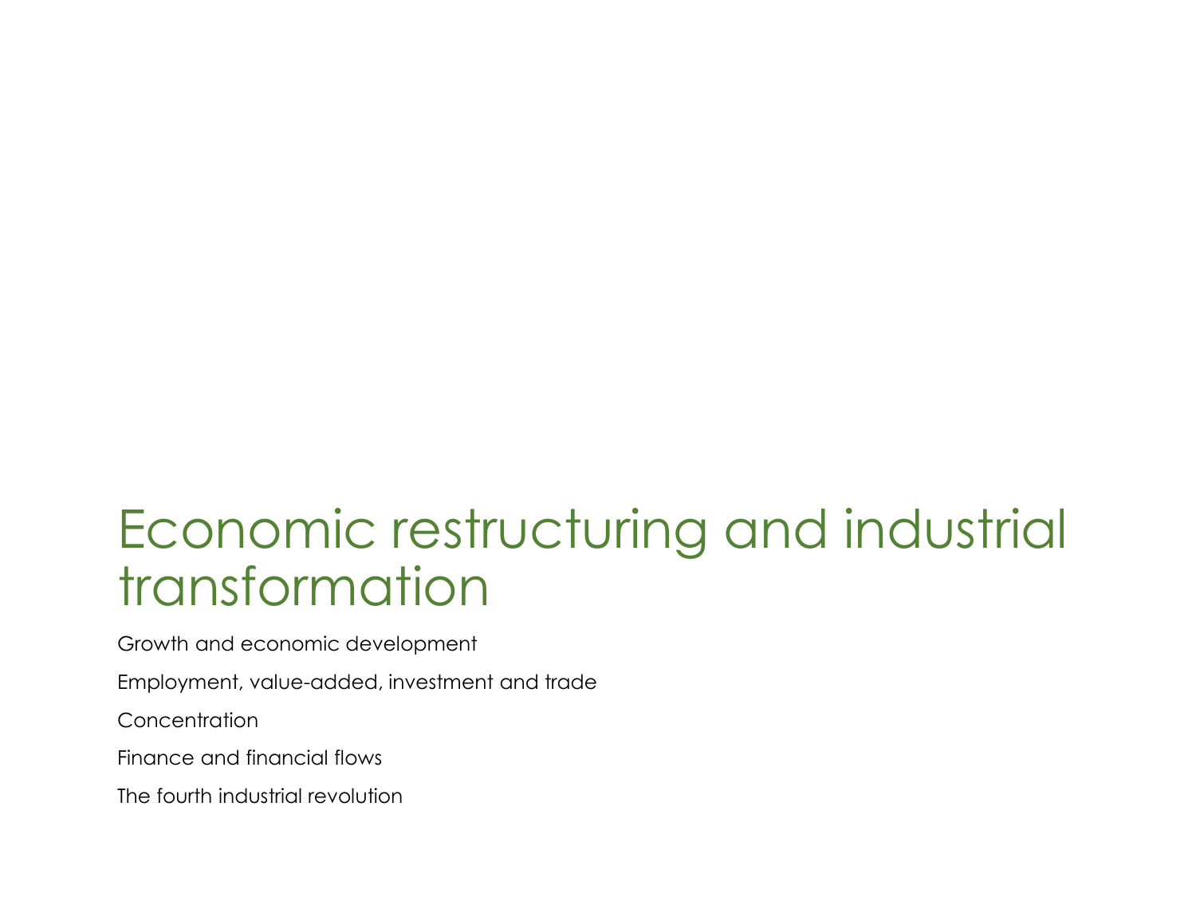# Economic restructuring and industrial transformation

Growth and economic development

Employment, value-added, investment and trade

Concentration

Finance and financial flows

The fourth industrial revolution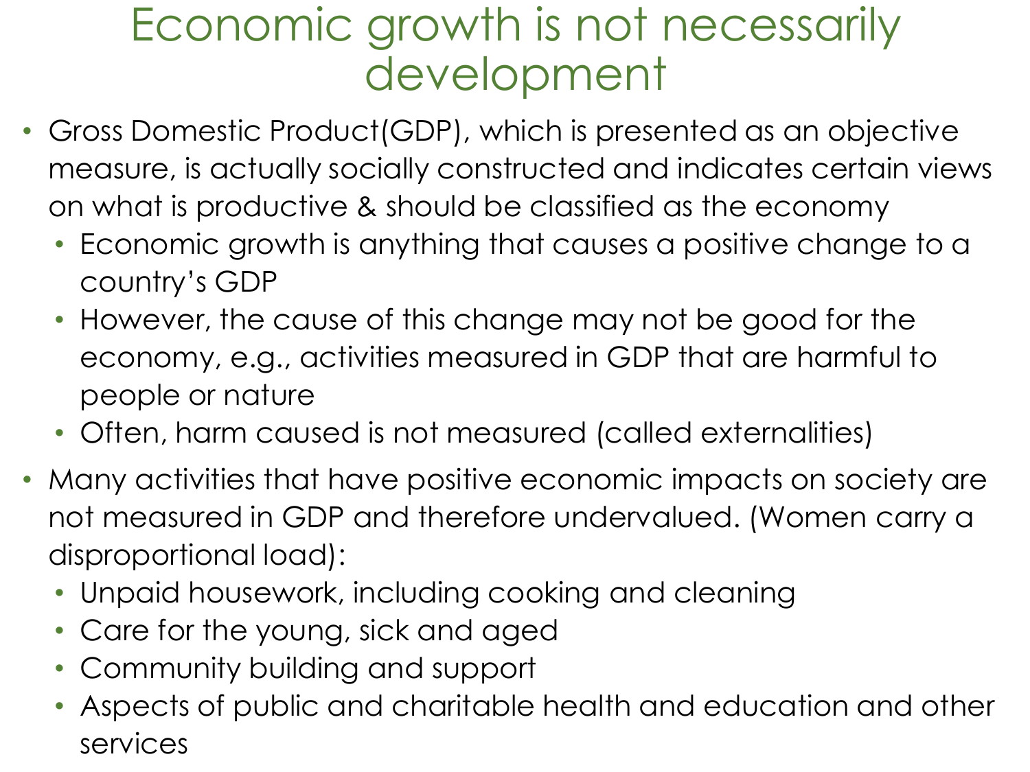# Economic growth is not necessarily development

- Gross Domestic Product(GDP), which is presented as an objective measure, is actually socially constructed and indicates certain views on what is productive & should be classified as the economy
  - Economic growth is anything that causes a positive change to a country's GDP
  - However, the cause of this change may not be good for the economy, e.g., activities measured in GDP that are harmful to people or nature
  - Often, harm caused is not measured (called externalities)
- Many activities that have positive economic impacts on society are not measured in GDP and therefore undervalued. (Women carry a disproportional load):
  - Unpaid housework, including cooking and cleaning
  - Care for the young, sick and aged
  - Community building and support
  - Aspects of public and charitable health and education and other services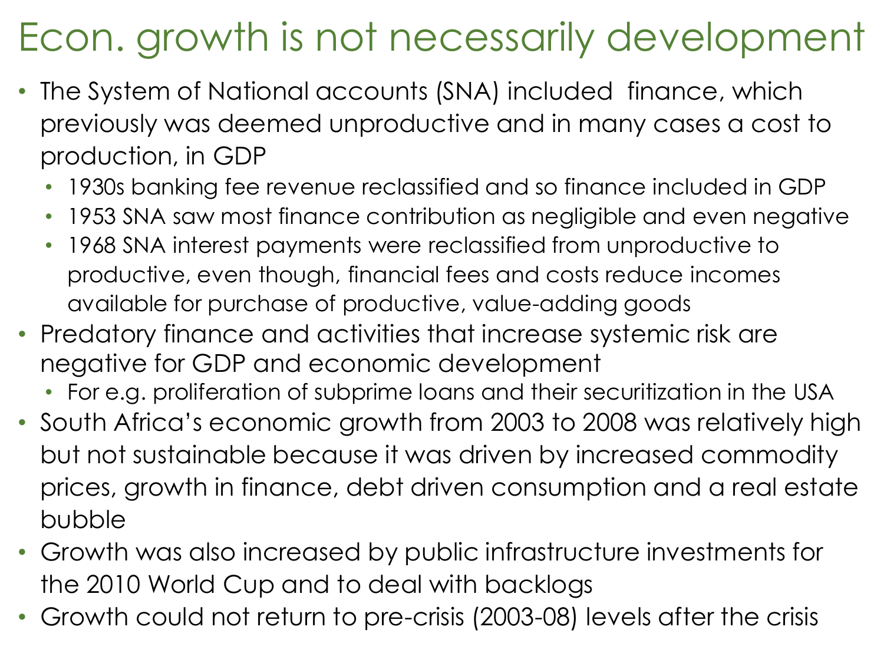# Econ. growth is not necessarily development

- The System of National accounts (SNA) included  finance, which previously was deemed unproductive and in many cases a cost to production, in GDP
  - 1930s banking fee revenue reclassified and so finance included in GDP
  - 1953 SNA saw most finance contribution as negligible and even negative
  - 1968 SNA interest payments were reclassified from unproductive to productive, even though, financial fees and costs reduce incomes available for purchase of productive, value-adding goods
- Predatory finance and activities that increase systemic risk are negative for GDP and economic development
  - For e.g. proliferation of subprime loans and their securitization in the USA
- South Africa's economic growth from 2003 to 2008 was relatively high but not sustainable because it was driven by increased commodity prices, growth in finance, debt driven consumption and a real estate bubble
- Growth was also increased by public infrastructure investments for the 2010 World Cup and to deal with backlogs
- Growth could not return to pre-crisis (2003-08) levels after the crisis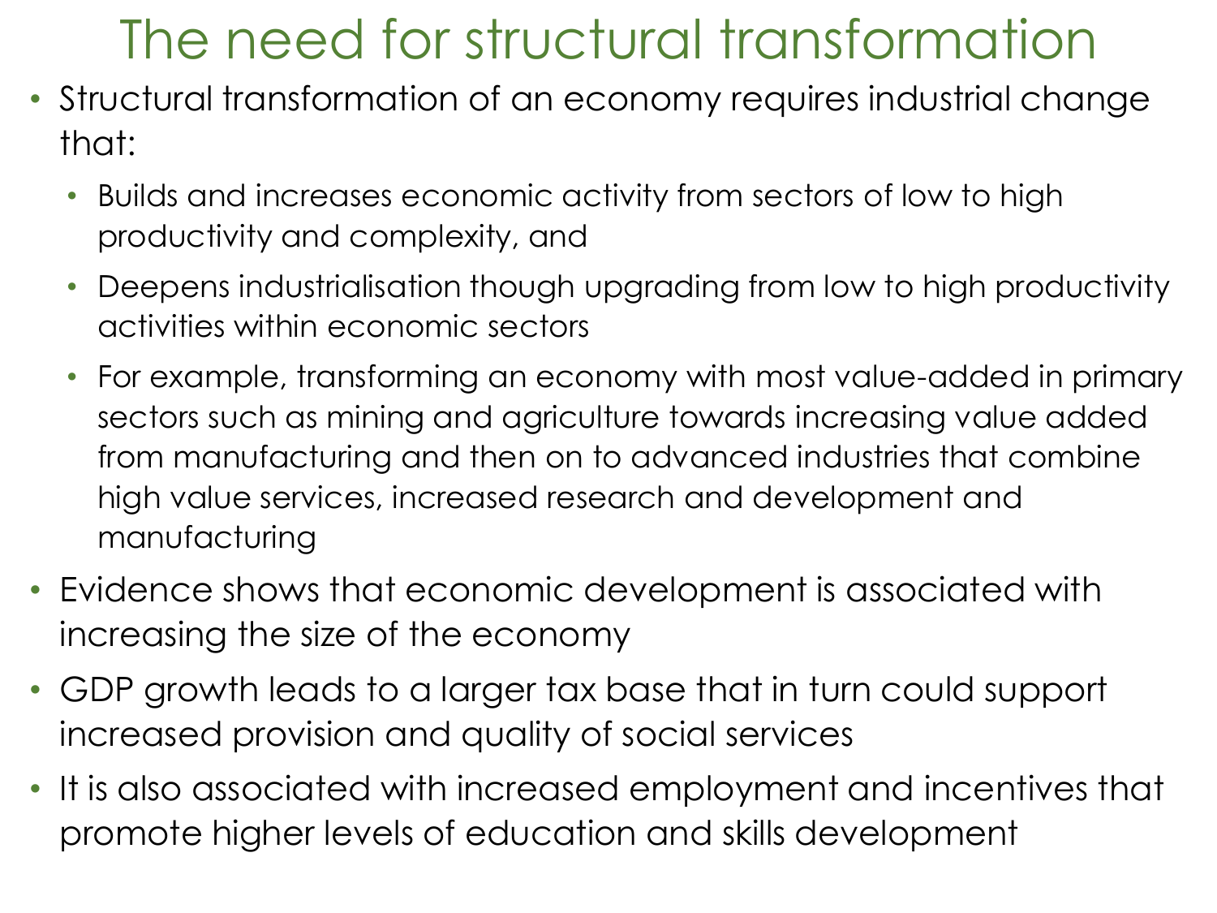# The need for structural transformation

- Structural transformation of an economy requires industrial change that:
  - Builds and increases economic activity from sectors of low to high productivity and complexity, and
  - Deepens industrialisation though upgrading from low to high productivity activities within economic sectors
  - For example, transforming an economy with most value-added in primary sectors such as mining and agriculture towards increasing value added from manufacturing and then on to advanced industries that combine high value services, increased research and development and manufacturing
- Evidence shows that economic development is associated with increasing the size of the economy
- GDP growth leads to a larger tax base that in turn could support increased provision and quality of social services
- It is also associated with increased employment and incentives that promote higher levels of education and skills development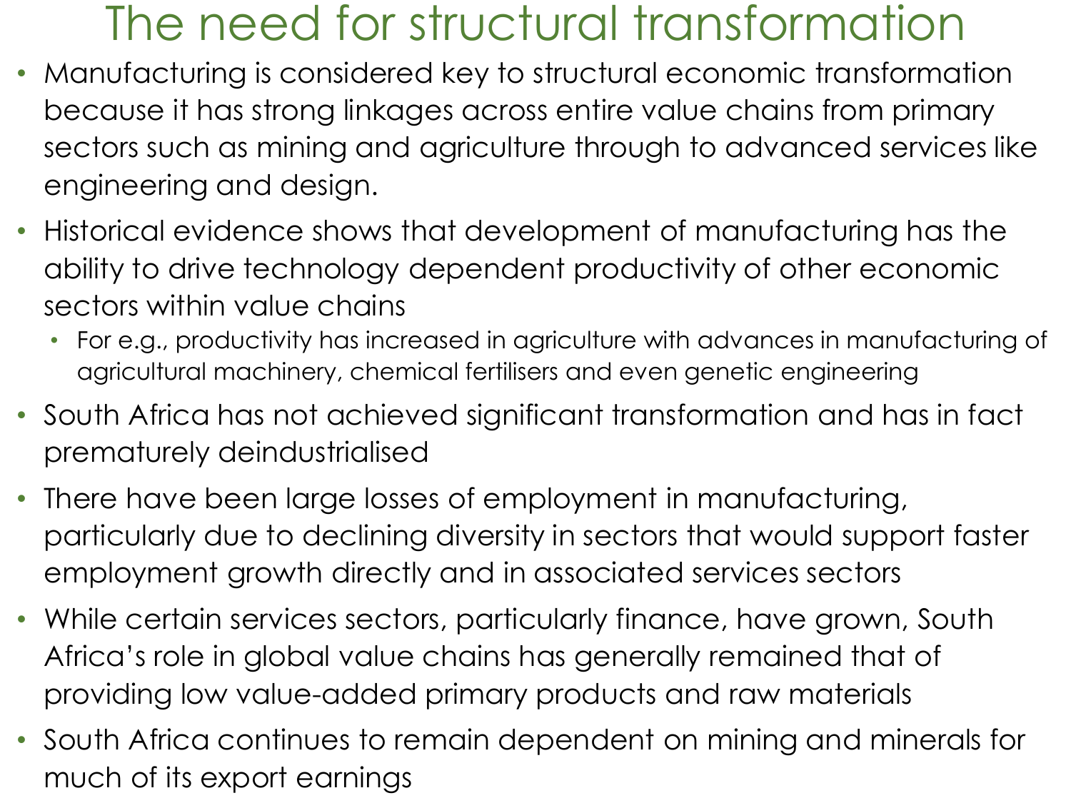# The need for structural transformation

- Manufacturing is considered key to structural economic transformation because it has strong linkages across entire value chains from primary sectors such as mining and agriculture through to advanced services like engineering and design.
- Historical evidence shows that development of manufacturing has the ability to drive technology dependent productivity of other economic sectors within value chains
  - For e.g., productivity has increased in agriculture with advances in manufacturing of agricultural machinery, chemical fertilisers and even genetic engineering
- South Africa has not achieved significant transformation and has in fact prematurely deindustrialised
- There have been large losses of employment in manufacturing, particularly due to declining diversity in sectors that would support faster employment growth directly and in associated services sectors
- While certain services sectors, particularly finance, have grown, South Africa's role in global value chains has generally remained that of providing low value-added primary products and raw materials
- South Africa continues to remain dependent on mining and minerals for much of its export earnings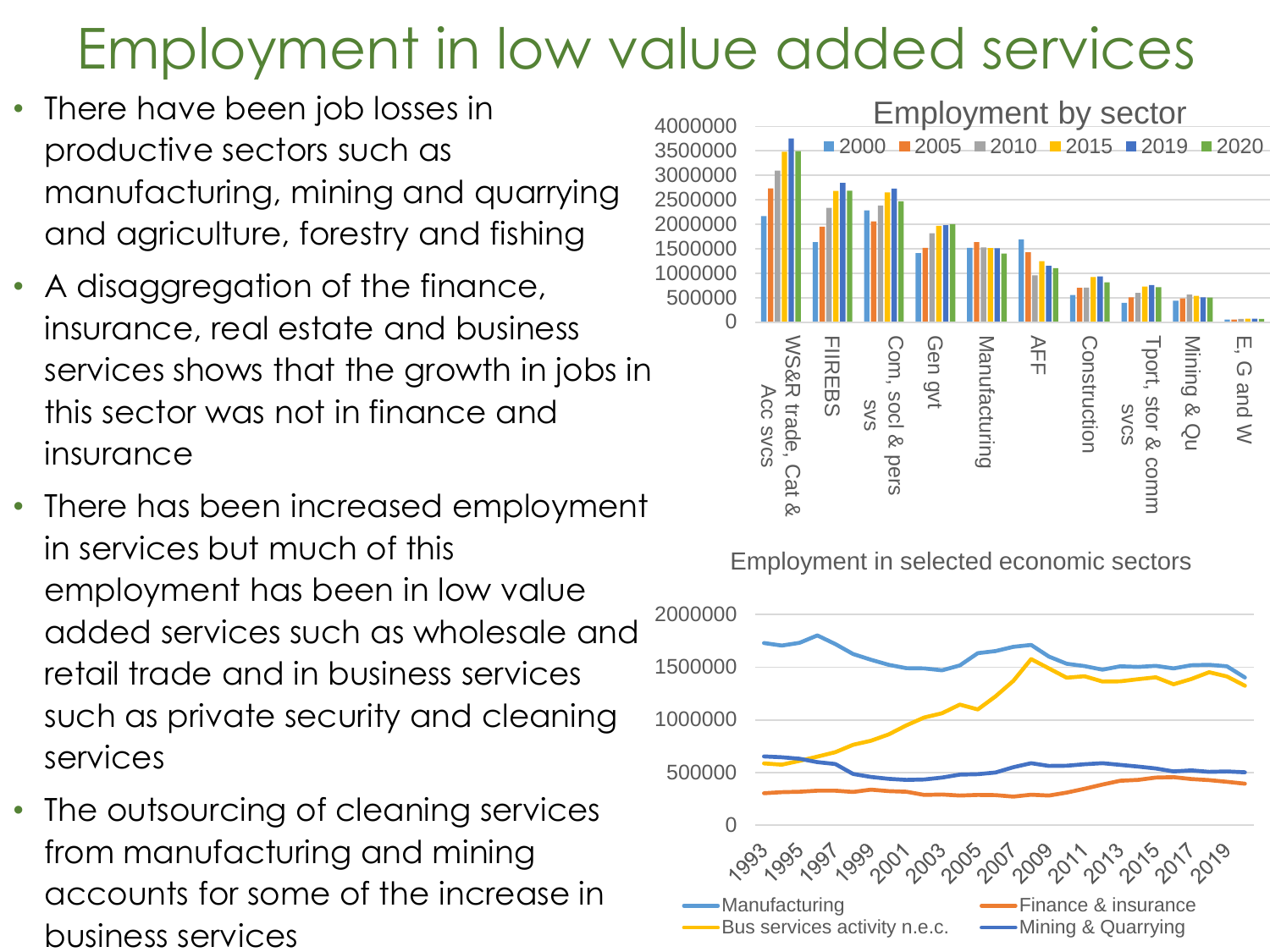# Employment in low value added services

- There have been job losses in productive sectors such as manufacturing, mining and quarrying and agriculture, forestry and fishing
- A disaggregation of the finance, insurance, real estate and business services shows that the growth in jobs in this sector was not in finance and insurance
- There has been increased employment in services but much of this employment has been in low value added services such as wholesale and retail trade and in business services such as private security and cleaning services
- The outsourcing of cleaning services from manufacturing and mining accounts for some of the increase in business services

Employment by sector

4000000
3500000
3000000
2500000
2000000
1500000
1000000
500000
0

2000 2005 2010 2015 2019 2020

WS&R trade, Cat & Acc svcs
FIIREBS
Com, socl & pers svs
Gen gvt
Manufacturing
AFF
Construction
Tport, stor & comm svcs
Mining & Qu
E, G and W

Employment in selected economic sectors

2000000
1500000
1000000
500000
0

1993 1995 1997 1999 2001 2003 2005 2007 2009 2011 2013 2015 2017 2019

Manufacturing
Finance & insurance
Bus services activity n.e.c.
Mining & Quarrying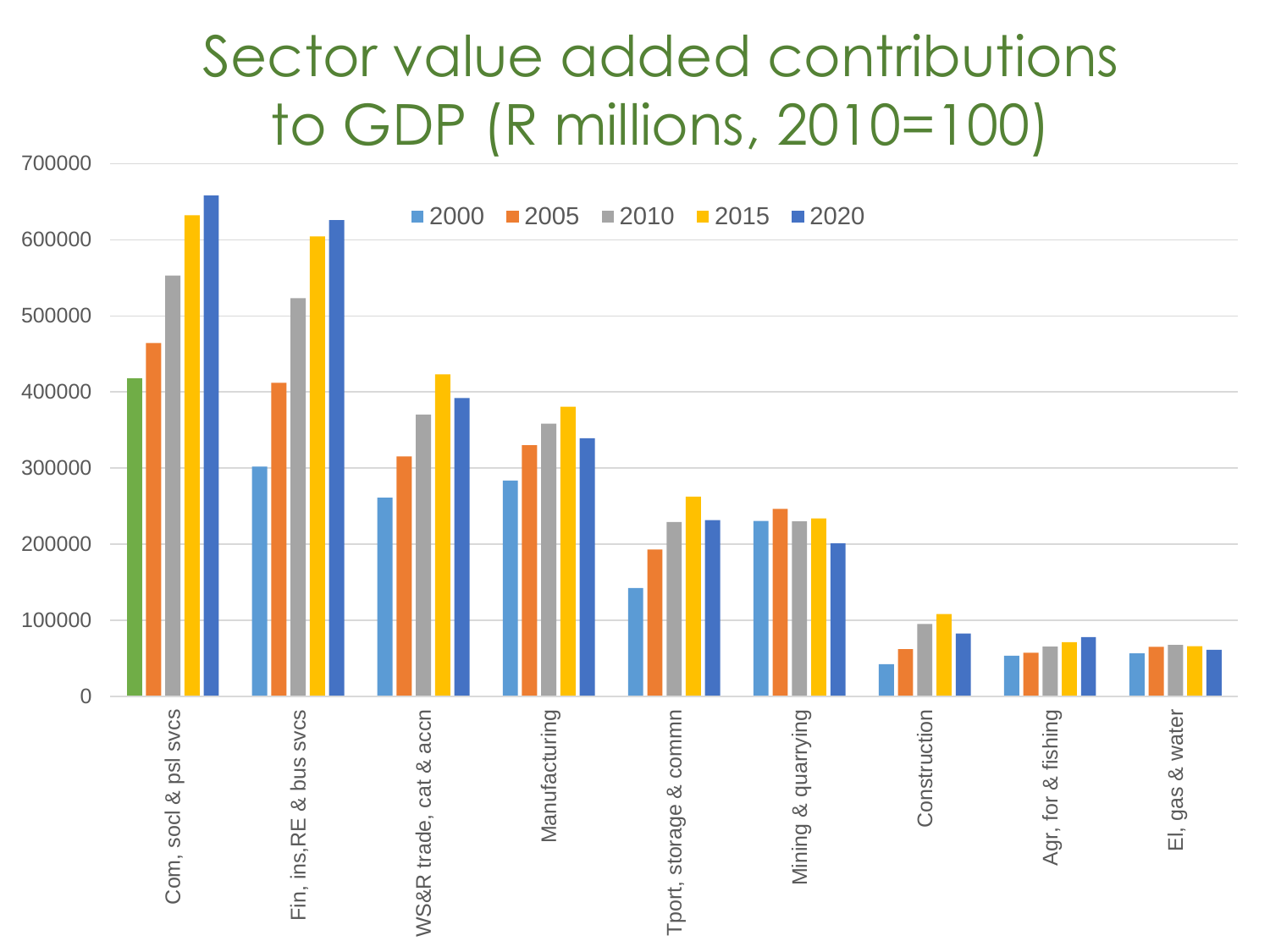# Sector value added contributions to GDP (R millions, 2010=100)

700000
600000
500000
400000
300000
200000
100000
0

2000
2005
2010
2015
2020

Com, socl & psl svcs
Fin, ins,RE & bus svcs
WS&R trade, cat & accn
Manufacturing
Tport, storage & commn
Mining & quarrying
Construction
Agr, for & fishing
El, gas & water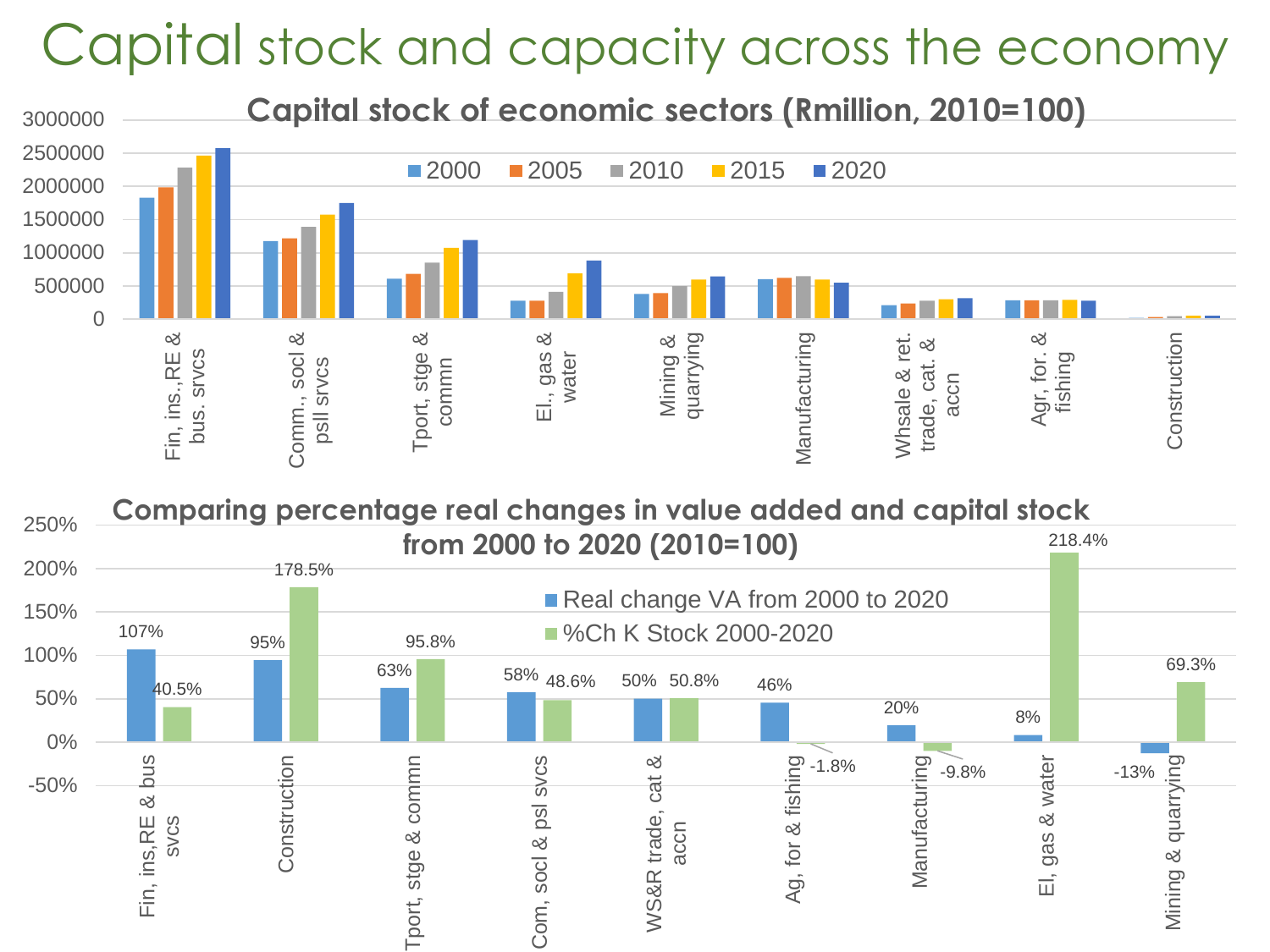# Capital stock and capacity across the economy

## Capital stock of economic sectors (Rmillion, 2010=100)

3000000
2500000
2000000
1500000
1000000
500000
0

2000
2005
2010
2015
2020

Fin, ins.,RE & bus. srvcs
Comm., socl & psll srvcs
Tport, stge & commn
El., gas & water
Mining & quarrying
Manufacturing
Whsale & ret. trade, cat. & accn
Agr, for. & fishing
Construction

## Comparing percentage real changes in value added and capital stock from 2000 to 2020 (2010=100)

250%
200%
150%
100%
50%
0%
-50%

Real change VA from 2000 to 2020
%Ch K Stock 2000-2020

Fin, ins,RE & bus svcs: 107%, 40.5%
Construction: 95%, 178.5%
Tport, stge & commn: 63%, 95.8%
Com, socl & psl svcs: 58%, 48.6%
WS&R trade, cat & accn: 50%, 50.8%
Ag, for & fishing: 46%, -1.8%
Manufacturing: 20%, -9.8%
El, gas & water: 8%, 218.4%
Mining & quarrying: -13%, 69.3%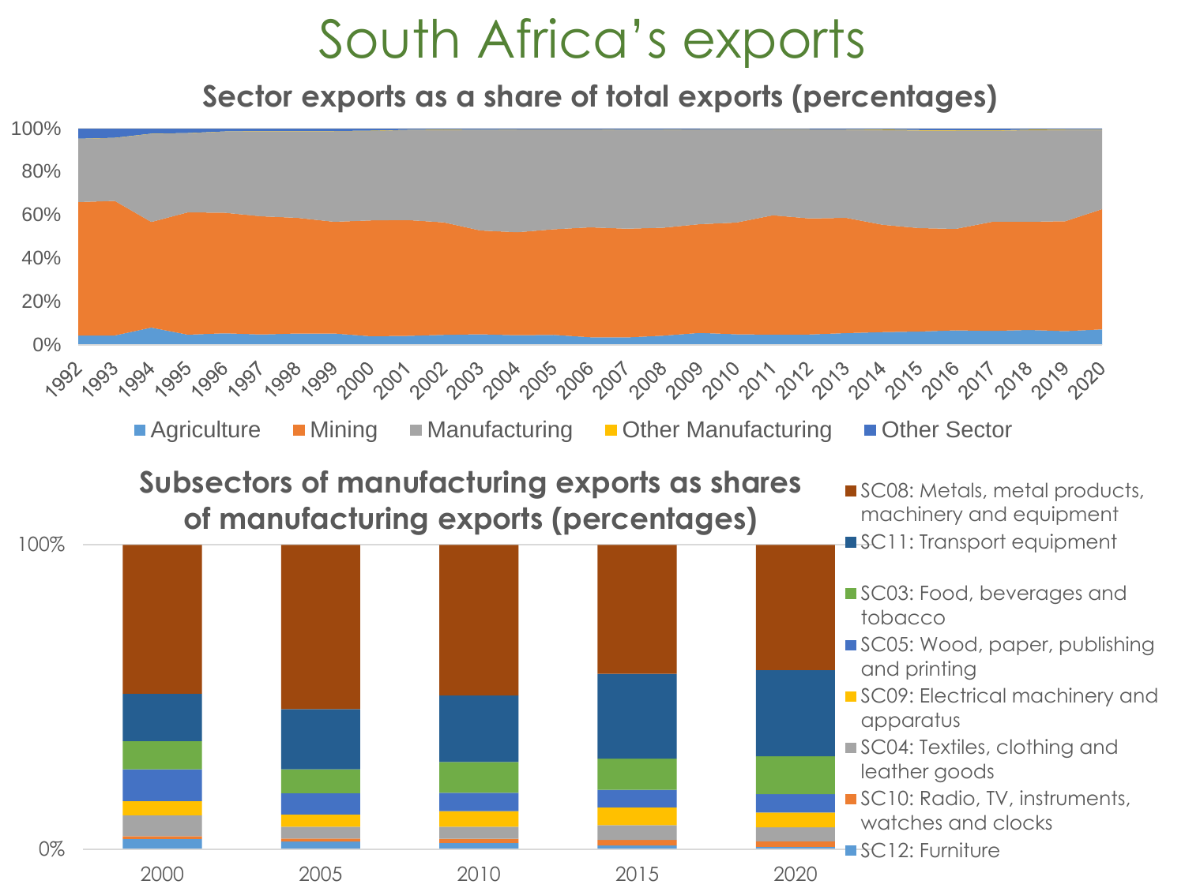# South Africa's exports

## Sector exports as a share of total exports (percentages)

100%
80%
60%
40%
20%
0%

1992 1993 1994 1995 1996 1997 1998 1999 2000 2001 2002 2003 2004 2005 2006 2007 2008 2009 2010 2011 2012 2013 2014 2015 2016 2017 2018 2019 2020

Agriculture
Mining
Manufacturing
Other Manufacturing
Other Sector

## Subsectors of manufacturing exports as shares of manufacturing exports (percentages)

100%
0%

2000 2005 2010 2015 2020

SC08: Metals, metal products, machinery and equipment
SC11: Transport equipment
SC03: Food, beverages and tobacco
SC05: Wood, paper, publishing and printing
SC09: Electrical machinery and apparatus
SC04: Textiles, clothing and leather goods
SC10: Radio, TV, instruments, watches and clocks
SC12: Furniture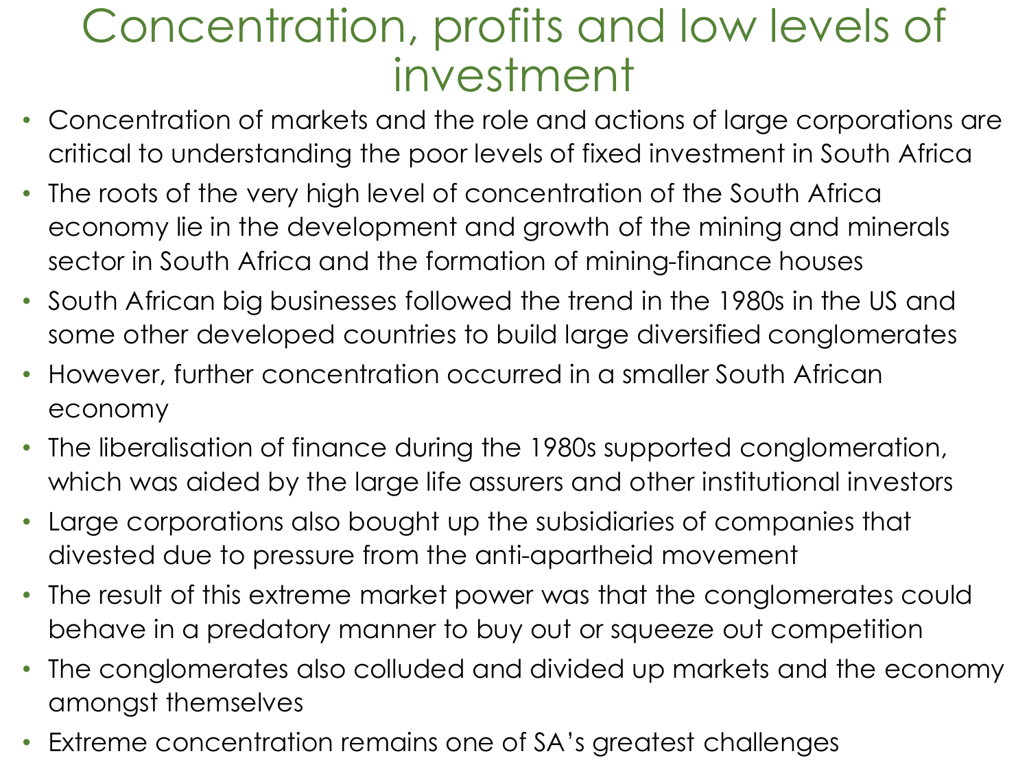# Concentration, profits and low levels of investment

- Concentration of markets and the role and actions of large corporations are critical to understanding the poor levels of fixed investment in South Africa
- The roots of the very high level of concentration of the South Africa economy lie in the development and growth of the mining and minerals sector in South Africa and the formation of mining-finance houses
- South African big businesses followed the trend in the 1980s in the US and some other developed countries to build large diversified conglomerates
- However, further concentration occurred in a smaller South African economy
- The liberalisation of finance during the 1980s supported conglomeration, which was aided by the large life assurers and other institutional investors
- Large corporations also bought up the subsidiaries of companies that divested due to pressure from the anti-apartheid movement
- The result of this extreme market power was that the conglomerates could behave in a predatory manner to buy out or squeeze out competition
- The conglomerates also colluded and divided up markets and the economy amongst themselves
- Extreme concentration remains one of SA's greatest challenges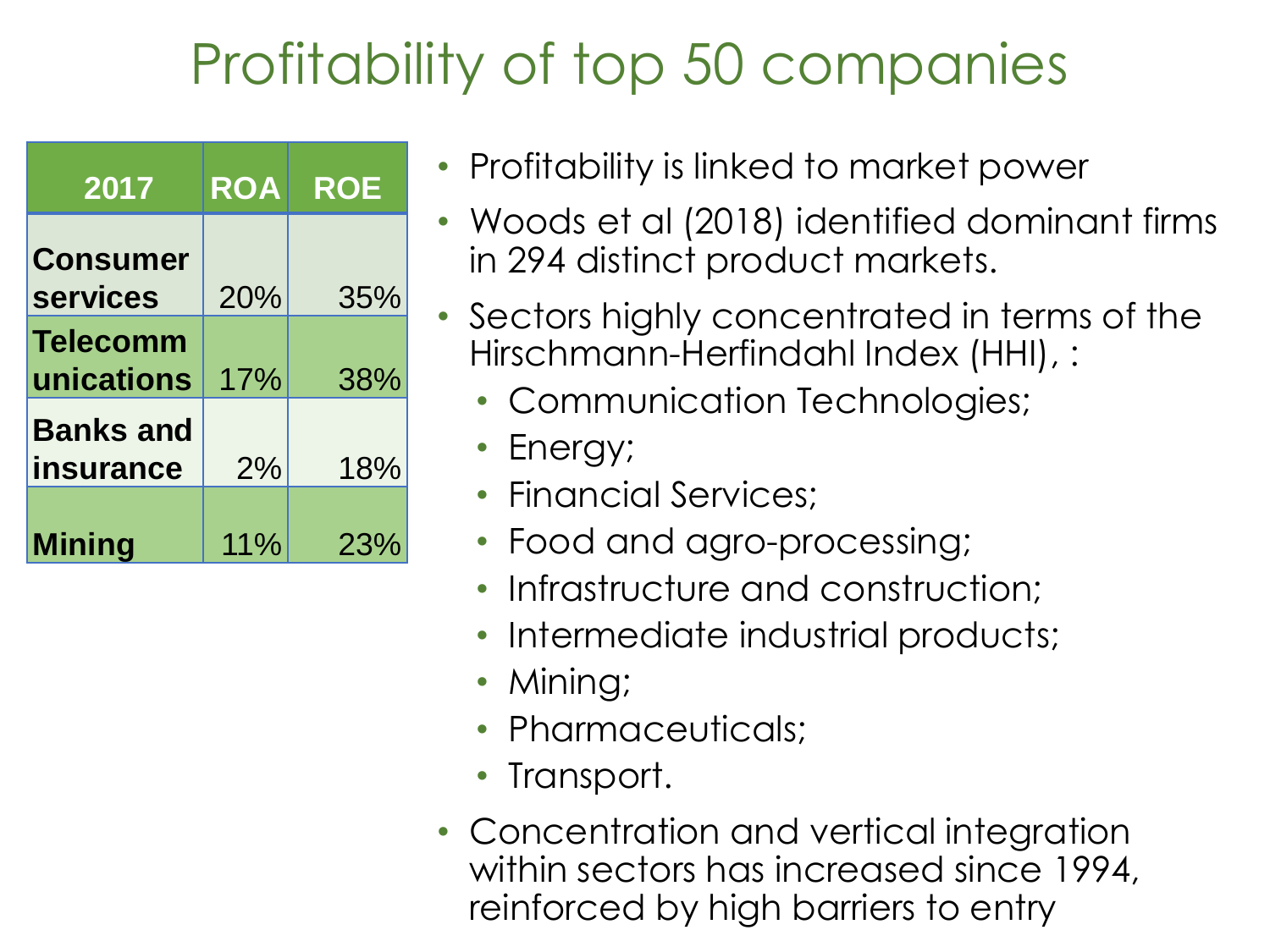# Profitability of top 50 companies

| 2017 | ROA | ROE |
|---|---|---|
| **Consumer services** | 20% | 35% |
| **Telecommunications** | 17% | 38% |
| **Banks and insurance** | 2% | 18% |
| **Mining** | 11% | 23% |

- Profitability is linked to market power
- Woods et al (2018) identified dominant firms in 294 distinct product markets.
- Sectors highly concentrated in terms of the Hirschmann-Herfindahl Index (HHI), :
  - Communication Technologies;
  - Energy;
  - Financial Services;
  - Food and agro-processing;
  - Infrastructure and construction;
  - Intermediate industrial products;
  - Mining;
  - Pharmaceuticals;
  - Transport.
- Concentration and vertical integration within sectors has increased since 1994, reinforced by high barriers to entry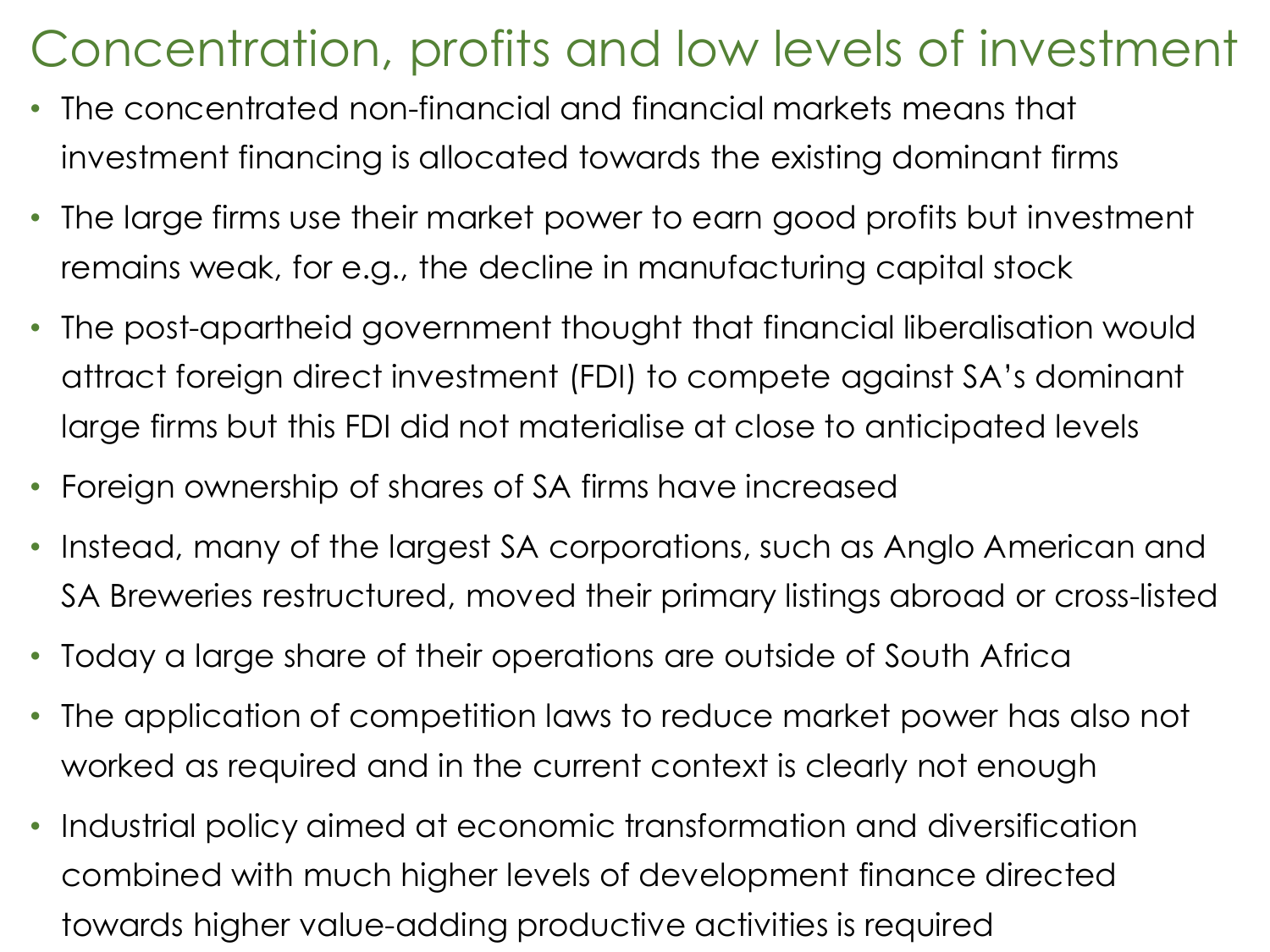# Concentration, profits and low levels of investment

- The concentrated non-financial and financial markets means that investment financing is allocated towards the existing dominant firms
- The large firms use their market power to earn good profits but investment remains weak, for e.g., the decline in manufacturing capital stock
- The post-apartheid government thought that financial liberalisation would attract foreign direct investment (FDI) to compete against SA's dominant large firms but this FDI did not materialise at close to anticipated levels
- Foreign ownership of shares of SA firms have increased
- Instead, many of the largest SA corporations, such as Anglo American and SA Breweries restructured, moved their primary listings abroad or cross-listed
- Today a large share of their operations are outside of South Africa
- The application of competition laws to reduce market power has also not worked as required and in the current context is clearly not enough
- Industrial policy aimed at economic transformation and diversification combined with much higher levels of development finance directed towards higher value-adding productive activities is required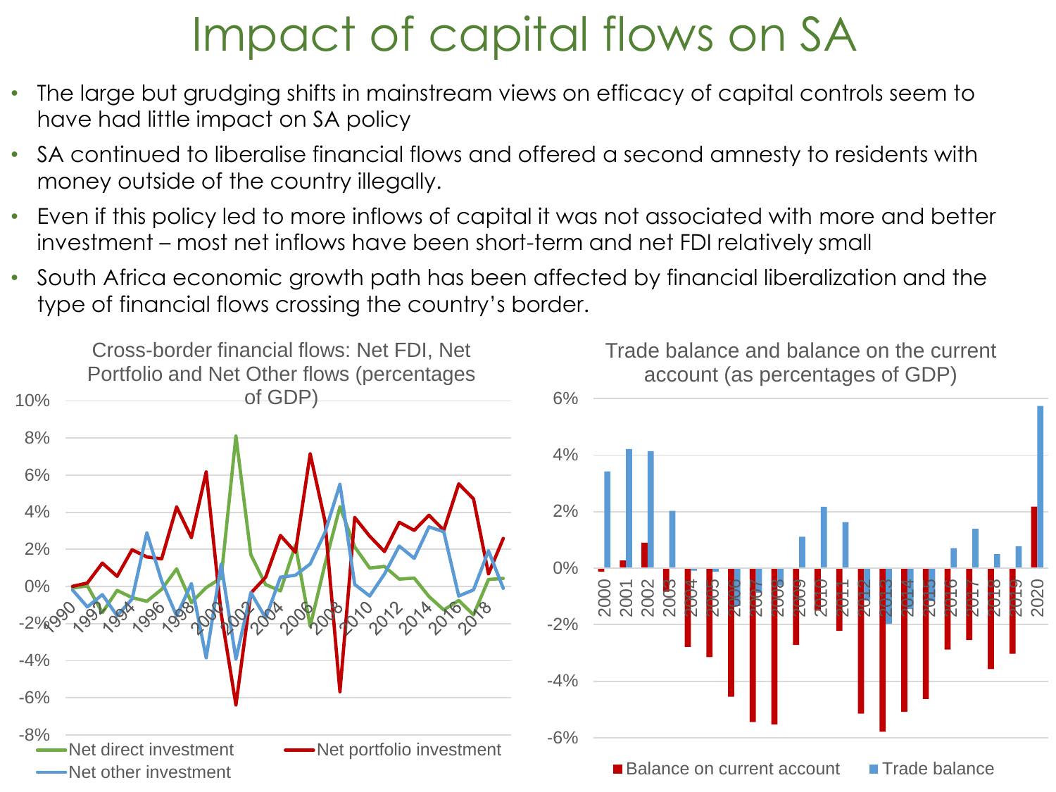# Impact of capital flows on SA

- The large but grudging shifts in mainstream views on efficacy of capital controls seem to have had little impact on SA policy
- SA continued to liberalise financial flows and offered a second amnesty to residents with money outside of the country illegally.
- Even if this policy led to more inflows of capital it was not associated with more and better investment – most net inflows have been short-term and net FDI relatively small
- South Africa economic growth path has been affected by financial liberalization and the type of financial flows crossing the country's border.

Cross-border financial flows: Net FDI, Net Portfolio and Net Other flows (percentages of GDP)

10%
8%
6%
4%
2%
0%
-2%
-4%
-6%
-8%

1990 1992 1994 1996 1998 2000 2002 2004 2006 2008 2010 2012 2014 2016 2018

Net direct investment
Net portfolio investment
Net other investment

Trade balance and balance on the current account (as percentages of GDP)

6%
4%
2%
0%
-2%
-4%
-6%

2000 2001 2002 2003 2004 2005 2006 2007 2008 2009 2010 2011 2012 2013 2014 2015 2016 2017 2018 2019 2020

Balance on current account
Trade balance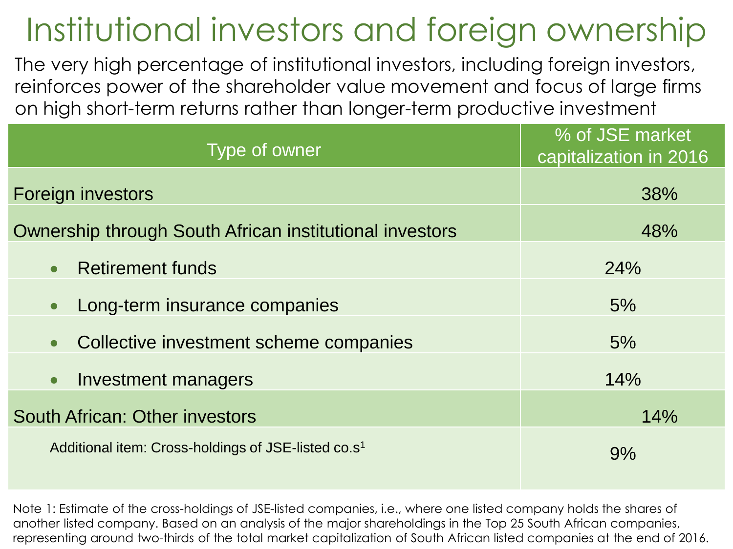# Institutional investors and foreign ownership

The very high percentage of institutional investors, including foreign investors, reinforces power of the shareholder value movement and focus of large firms on high short-term returns rather than longer-term productive investment

| Type of owner | % of JSE market capitalization in 2016 |
|---|---|
| Foreign investors | 38% |
| Ownership through South African institutional investors | 48% |
| • Retirement funds | 24% |
| • Long-term insurance companies | 5% |
| • Collective investment scheme companies | 5% |
| • Investment managers | 14% |
| South African: Other investors | 14% |
| Additional item: Cross-holdings of JSE-listed co.s[1] | 9% |

Note 1: Estimate of the cross-holdings of JSE-listed companies, i.e., where one listed company holds the shares of another listed company. Based on an analysis of the major shareholdings in the Top 25 South African companies, representing around two-thirds of the total market capitalization of South African listed companies at the end of 2016.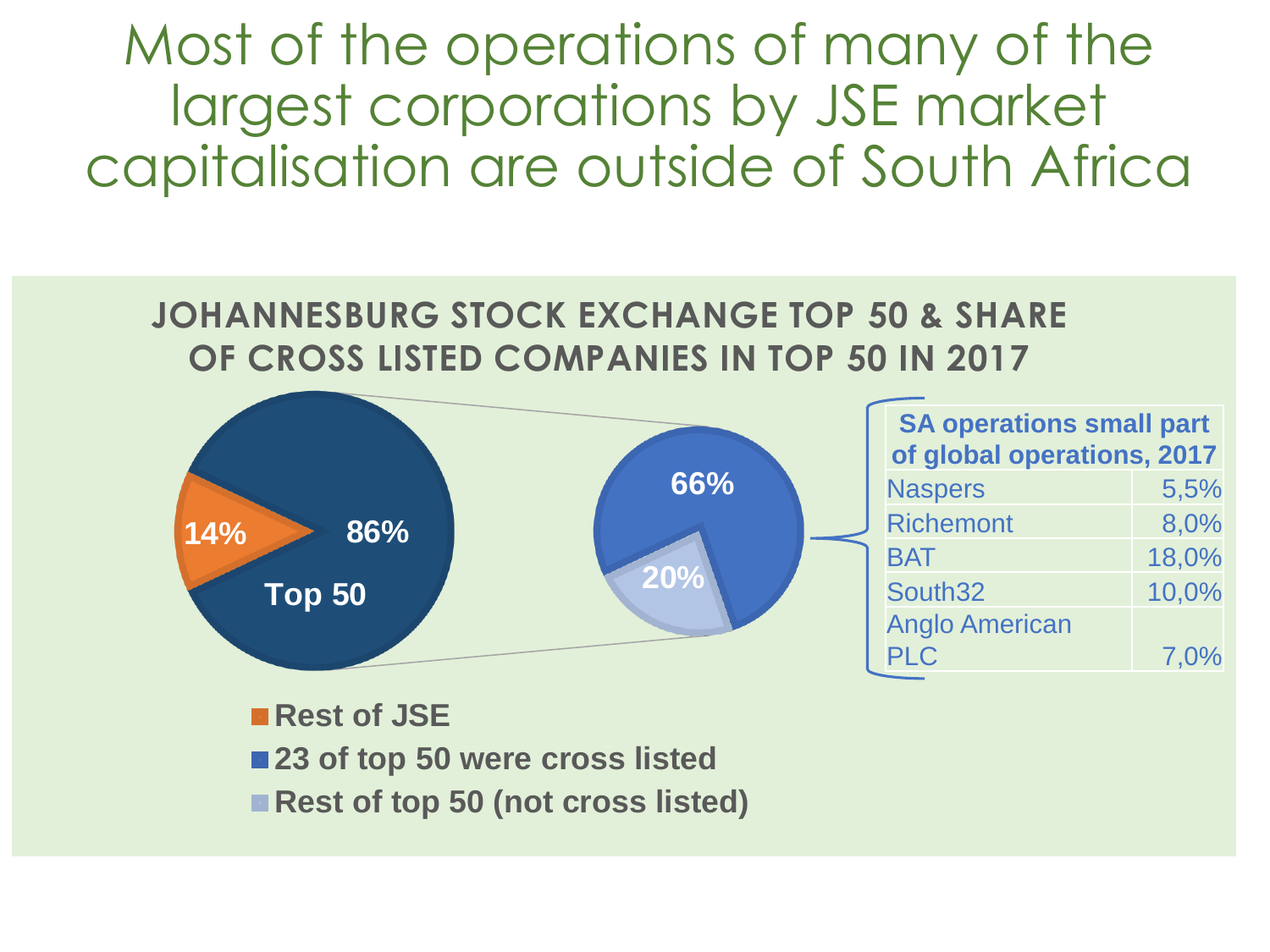# Most of the operations of many of the largest corporations by JSE market capitalisation are outside of South Africa

**JOHANNESBURG STOCK EXCHANGE TOP 50 & SHARE OF CROSS LISTED COMPANIES IN TOP 50 IN 2017**

14%

86%

Top 50

66%

20%

| SA operations small part of global operations, 2017 | |
|---|---|
| Naspers | 5,5% |
| Richemont | 8,0% |
| BAT | 18,0% |
| South32 | 10,0% |
| Anglo American PLC | 7,0% |

**Rest of JSE**

**23 of top 50 were cross listed**

**Rest of top 50 (not cross listed)**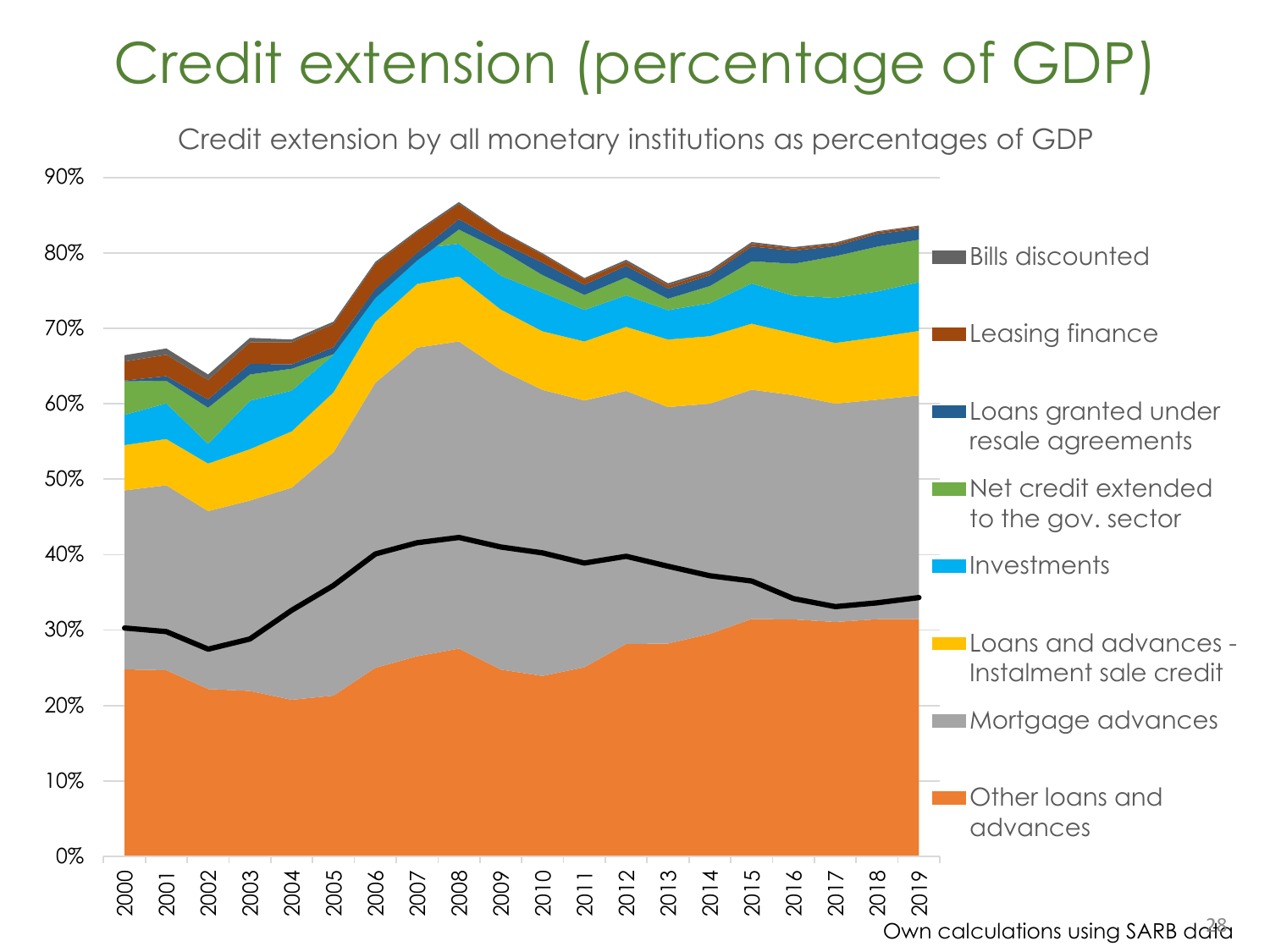# Credit extension (percentage of GDP)

Credit extension by all monetary institutions as percentages of GDP

90%
80%
70%
60%
50%
40%
30%
20%
10%
0%

2000
2001
2002
2003
2004
2005
2006
2007
2008
2009
2010
2011
2012
2013
2014
2015
2016
2017
2018
2019

Bills discounted
Leasing finance
Loans granted under resale agreements
Net credit extended to the gov. sector
Investments
Loans and advances - Instalment sale credit
Mortgage advances
Other loans and advances

Own calculations using SARB data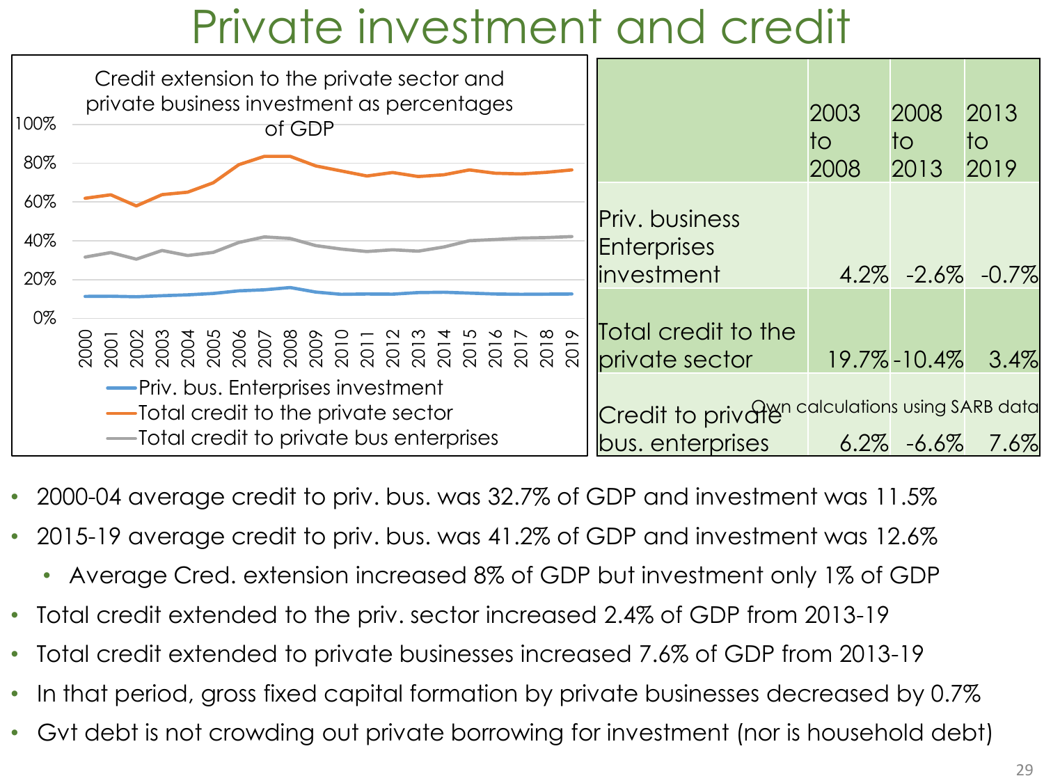# Private investment and credit

Credit extension to the private sector and private business investment as percentages of GDP

100%
80%
60%
40%
20%
0%

2000 2001 2002 2003 2004 2005 2006 2007 2008 2009 2010 2011 2012 2013 2014 2015 2016 2017 2018 2019

Priv. bus. Enterprises investment
Total credit to the private sector
Total credit to private bus enterprises

| | 2003 to 2008 | 2008 to 2013 | 2013 to 2019 |
|---|---|---|---|
| Priv. business Enterprises investment | 4.2% | -2.6% | -0.7% |
| Total credit to the private sector | 19.7% | -10.4% | 3.4% |
| Credit to private bus. enterprises | 6.2% | -6.6% | 7.6% |

Own calculations using SARB data

- 2000-04 average credit to priv. bus. was 32.7% of GDP and investment was 11.5%
- 2015-19 average credit to priv. bus. was 41.2% of GDP and investment was 12.6%
  - Average Cred. extension increased 8% of GDP but investment only 1% of GDP
- Total credit extended to the priv. sector increased 2.4% of GDP from 2013-19
- Total credit extended to private businesses increased 7.6% of GDP from 2013-19
- In that period, gross fixed capital formation by private businesses decreased by 0.7%
- Gvt debt is not crowding out private borrowing for investment (nor is household debt)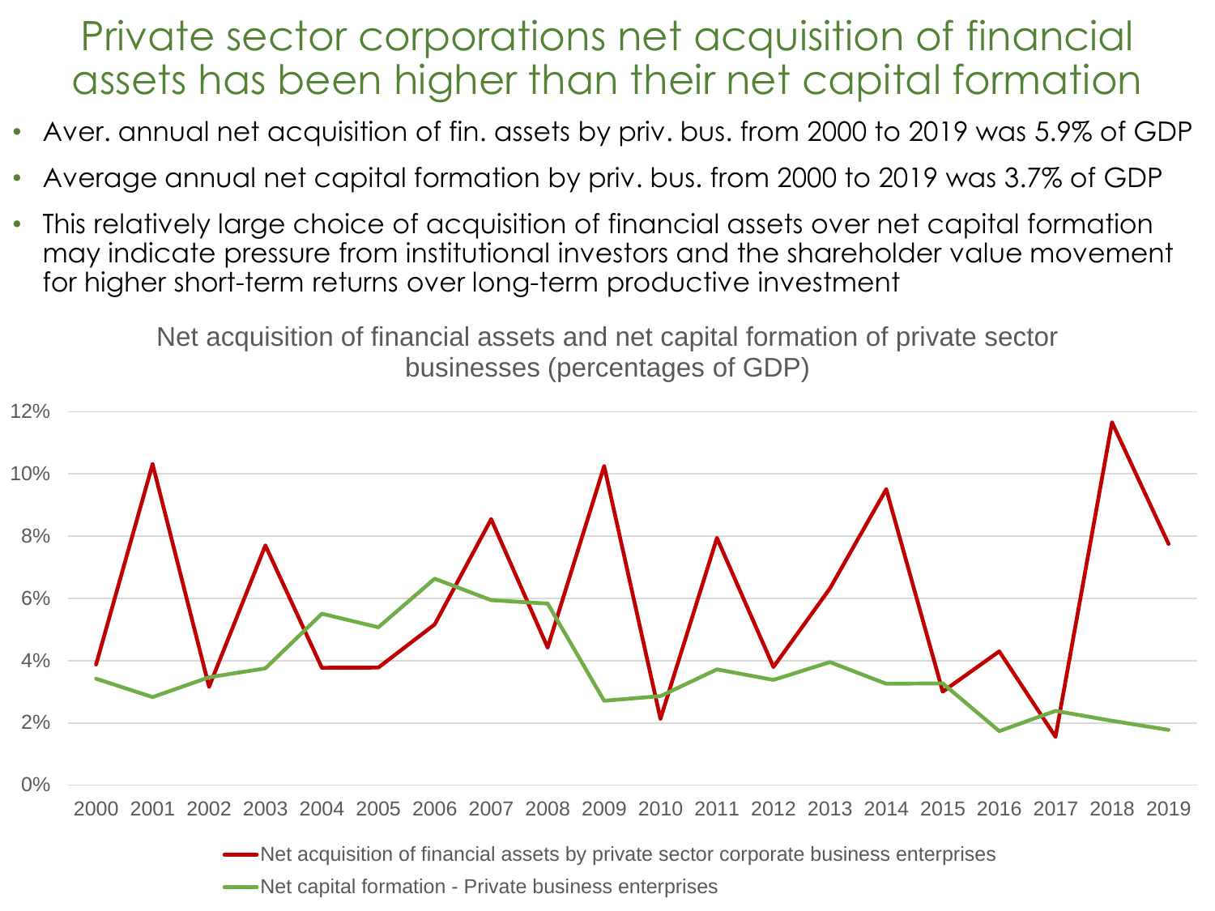# Private sector corporations net acquisition of financial assets has been higher than their net capital formation

- Aver. annual net acquisition of fin. assets by priv. bus. from 2000 to 2019 was 5.9% of GDP
- Average annual net capital formation by priv. bus. from 2000 to 2019 was 3.7% of GDP
- This relatively large choice of acquisition of financial assets over net capital formation may indicate pressure from institutional investors and the shareholder value movement for higher short-term returns over long-term productive investment

Net acquisition of financial assets and net capital formation of private sector businesses (percentages of GDP)

12%
10%
8%
6%
4%
2%
0%

2000 2001 2002 2003 2004 2005 2006 2007 2008 2009 2010 2011 2012 2013 2014 2015 2016 2017 2018 2019

Net acquisition of financial assets by private sector corporate business enterprises

Net capital formation - Private business enterprises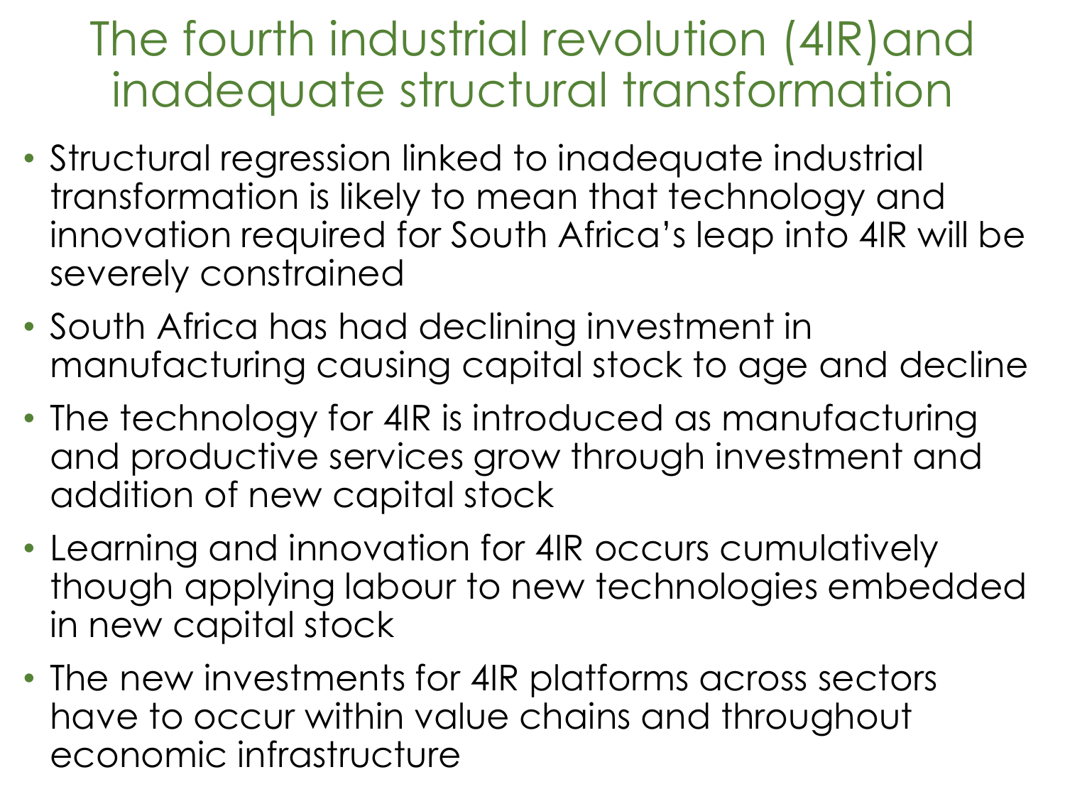# The fourth industrial revolution (4IR)and inadequate structural transformation

- Structural regression linked to inadequate industrial transformation is likely to mean that technology and innovation required for South Africa's leap into 4IR will be severely constrained
- South Africa has had declining investment in manufacturing causing capital stock to age and decline
- The technology for 4IR is introduced as manufacturing and productive services grow through investment and addition of new capital stock
- Learning and innovation for 4IR occurs cumulatively though applying labour to new technologies embedded in new capital stock
- The new investments for 4IR platforms across sectors have to occur within value chains and throughout economic infrastructure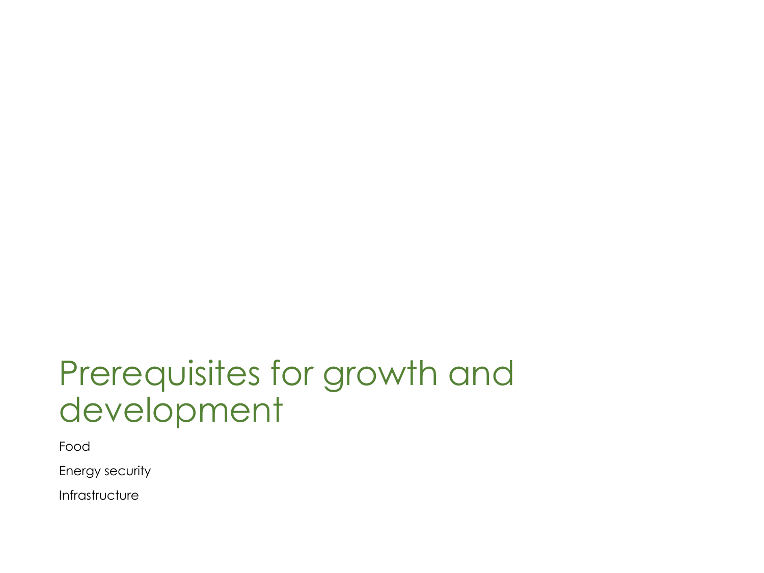# Prerequisites for growth and development

Food

Energy security

Infrastructure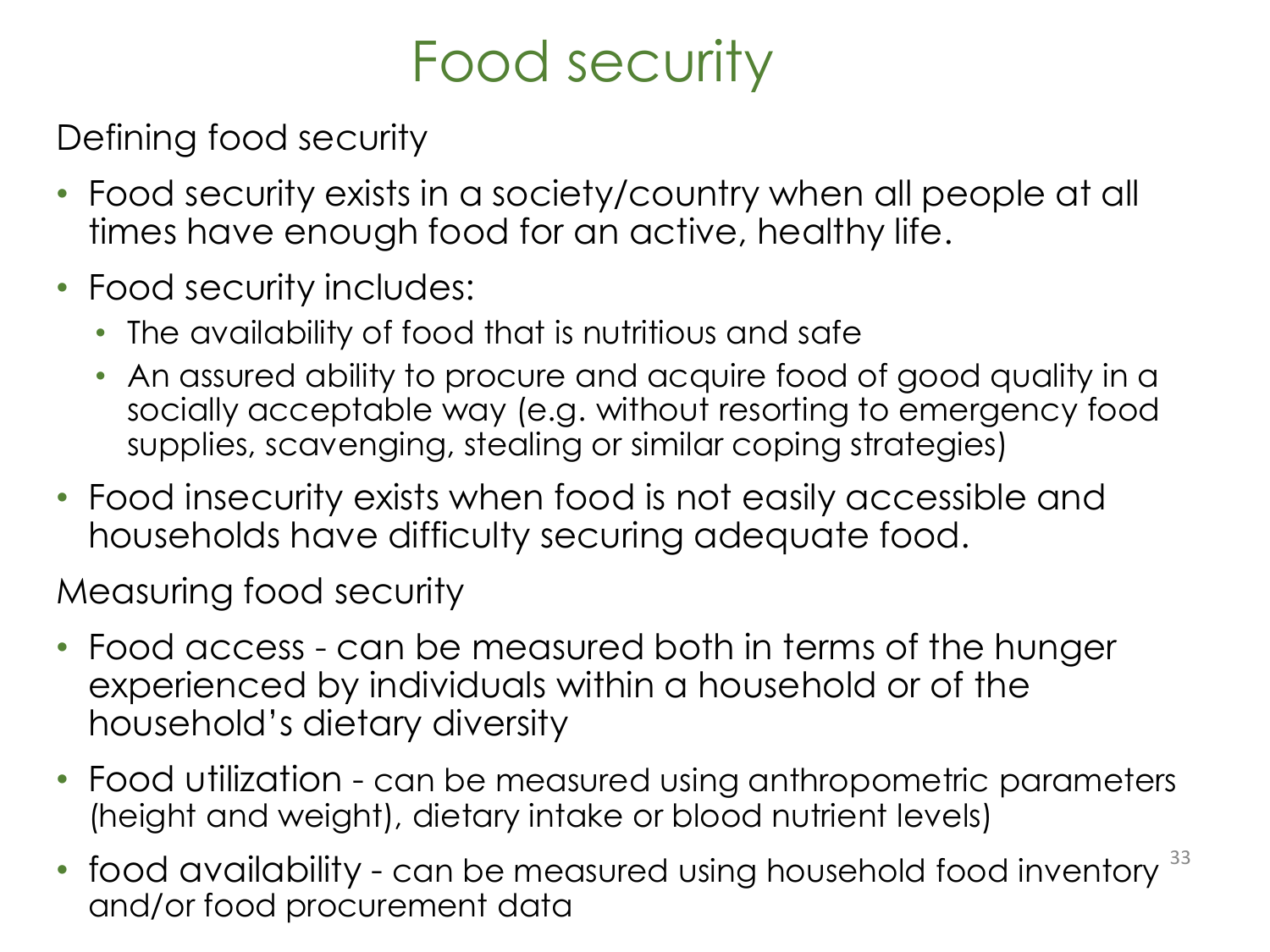# Food security

Defining food security

- Food security exists in a society/country when all people at all times have enough food for an active, healthy life.
- Food security includes:
  - The availability of food that is nutritious and safe
  - An assured ability to procure and acquire food of good quality in a socially acceptable way (e.g. without resorting to emergency food supplies, scavenging, stealing or similar coping strategies)
- Food insecurity exists when food is not easily accessible and households have difficulty securing adequate food.

Measuring food security

- Food access - can be measured both in terms of the hunger experienced by individuals within a household or of the household's dietary diversity
- Food utilization - can be measured using anthropometric parameters (height and weight), dietary intake or blood nutrient levels)
- food availability - can be measured using household food inventory and/or food procurement data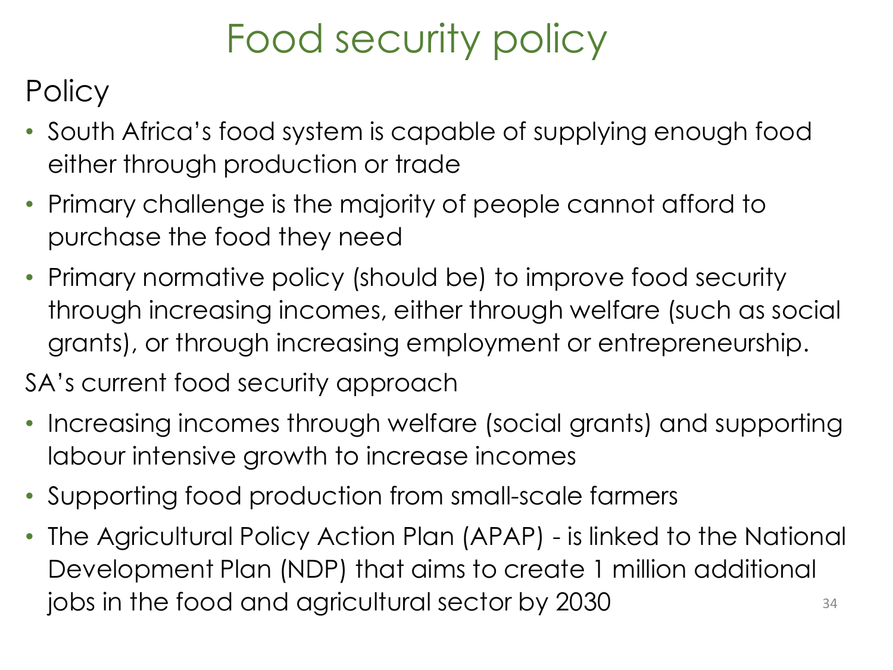# Food security policy

## Policy

- South Africa's food system is capable of supplying enough food either through production or trade
- Primary challenge is the majority of people cannot afford to purchase the food they need
- Primary normative policy (should be) to improve food security through increasing incomes, either through welfare (such as social grants), or through increasing employment or entrepreneurship.

## SA's current food security approach

- Increasing incomes through welfare (social grants) and supporting labour intensive growth to increase incomes
- Supporting food production from small-scale farmers
- The Agricultural Policy Action Plan (APAP) - is linked to the National Development Plan (NDP) that aims to create 1 million additional jobs in the food and agricultural sector by 2030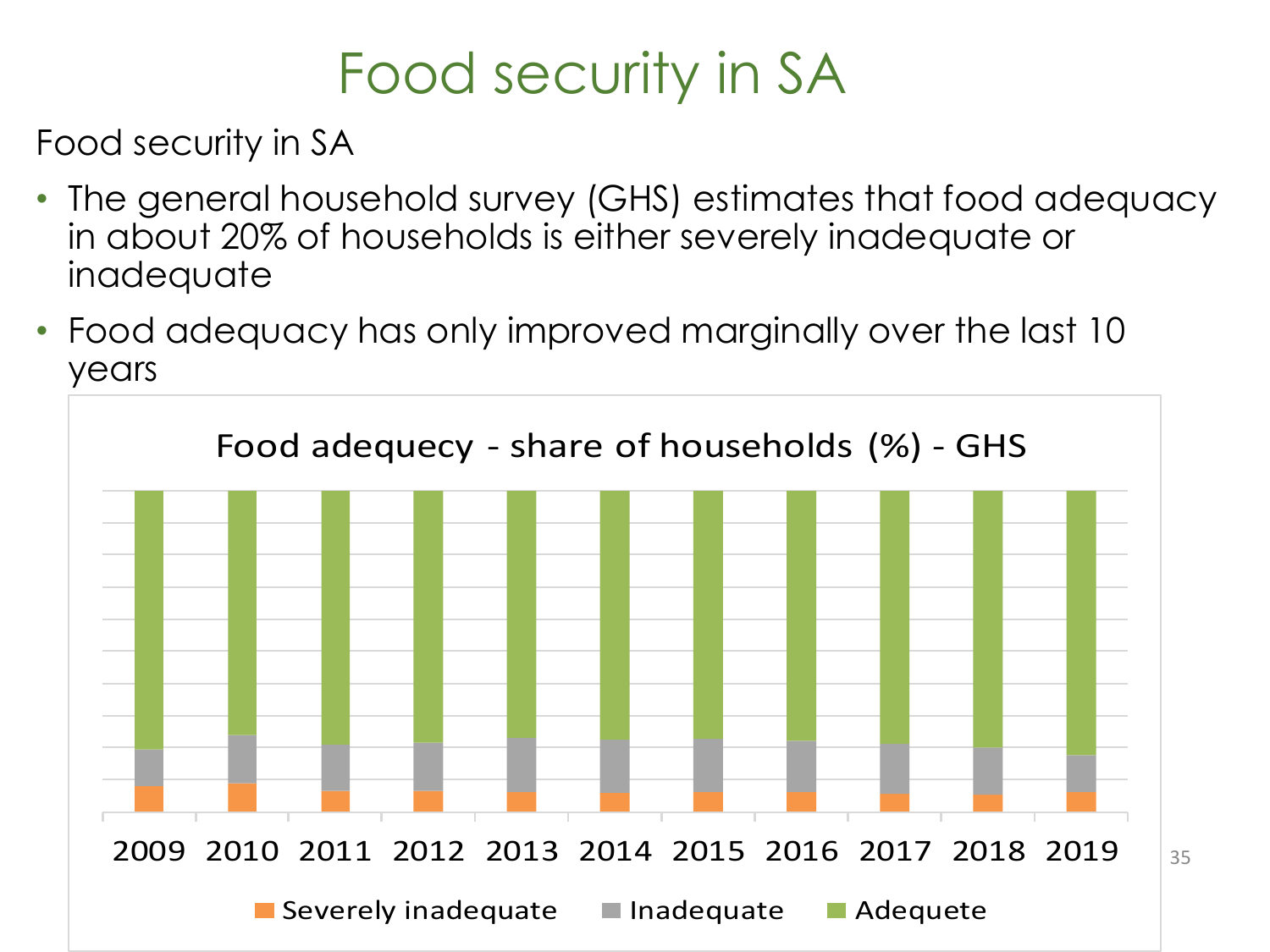# Food security in SA

Food security in SA

- The general household survey (GHS) estimates that food adequacy in about 20% of households is either severely inadequate or inadequate
- Food adequacy has only improved marginally over the last 10 years

Food adequecy - share of households (%) - GHS

2009 2010 2011 2012 2013 2014 2015 2016 2017 2018 2019

Severely inadequate
Inadequate
Adequete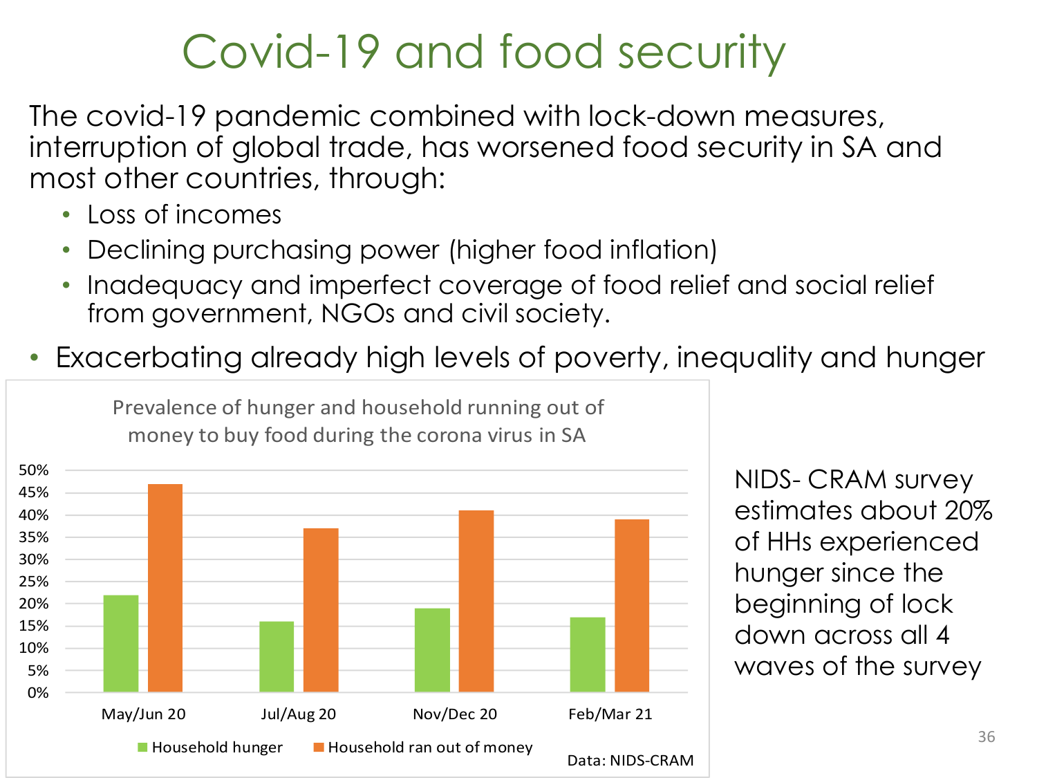# Covid-19 and food security

The covid-19 pandemic combined with lock-down measures, interruption of global trade, has worsened food security in SA and most other countries, through:

- Loss of incomes
- Declining purchasing power (higher food inflation)
- Inadequacy and imperfect coverage of food relief and social relief from government, NGOs and civil society.

- Exacerbating already high levels of poverty, inequality and hunger

Prevalence of hunger and household running out of money to buy food during the corona virus in SA

50%
45%
40%
35%
30%
25%
20%
15%
10%
5%
0%

May/Jun 20
Jul/Aug 20
Nov/Dec 20
Feb/Mar 21

Household hunger
Household ran out of money

Data: NIDS-CRAM

NIDS- CRAM survey estimates about 20% of HHs experienced hunger since the beginning of lock down across all 4 waves of the survey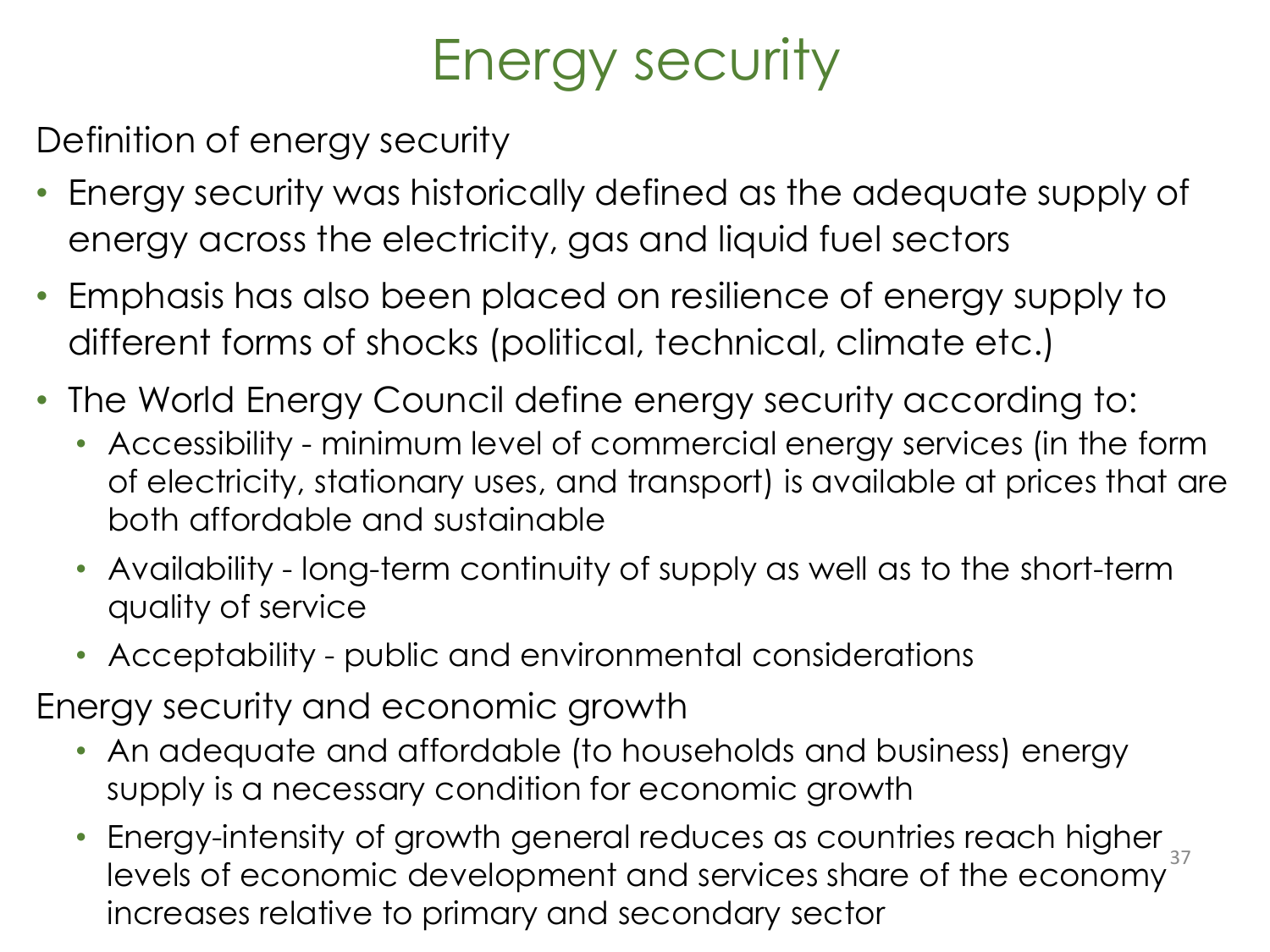# Energy security

Definition of energy security

- Energy security was historically defined as the adequate supply of energy across the electricity, gas and liquid fuel sectors
- Emphasis has also been placed on resilience of energy supply to different forms of shocks (political, technical, climate etc.)
- The World Energy Council define energy security according to:
  - Accessibility - minimum level of commercial energy services (in the form of electricity, stationary uses, and transport) is available at prices that are both affordable and sustainable
  - Availability - long-term continuity of supply as well as to the short-term quality of service
  - Acceptability - public and environmental considerations

Energy security and economic growth

- An adequate and affordable (to households and business) energy supply is a necessary condition for economic growth
- Energy-intensity of growth general reduces as countries reach higher levels of economic development and services share of the economy increases relative to primary and secondary sector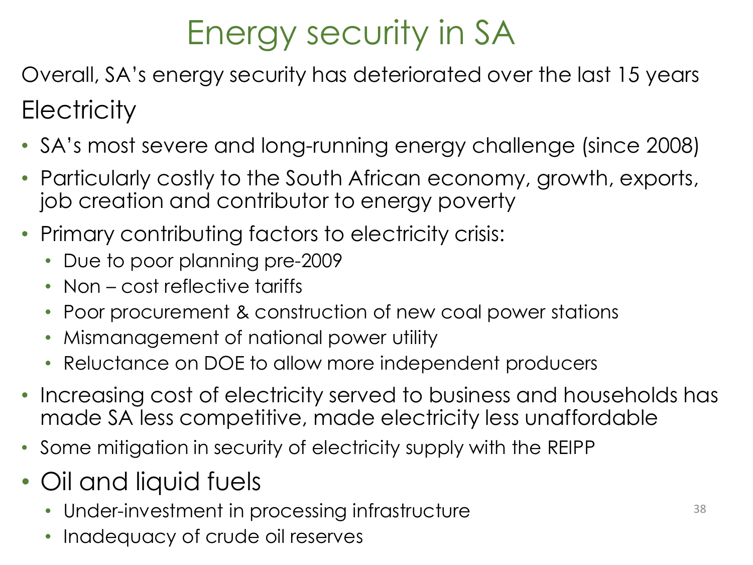# Energy security in SA

Overall, SA's energy security has deteriorated over the last 15 years

## Electricity

- SA's most severe and long-running energy challenge (since 2008)
- Particularly costly to the South African economy, growth, exports, job creation and contributor to energy poverty
- Primary contributing factors to electricity crisis:
  - Due to poor planning pre-2009
  - Non – cost reflective tariffs
  - Poor procurement & construction of new coal power stations
  - Mismanagement of national power utility
  - Reluctance on DOE to allow more independent producers
- Increasing cost of electricity served to business and households has made SA less competitive, made electricity less unaffordable
- Some mitigation in security of electricity supply with the REIPP
- Oil and liquid fuels
  - Under-investment in processing infrastructure
  - Inadequacy of crude oil reserves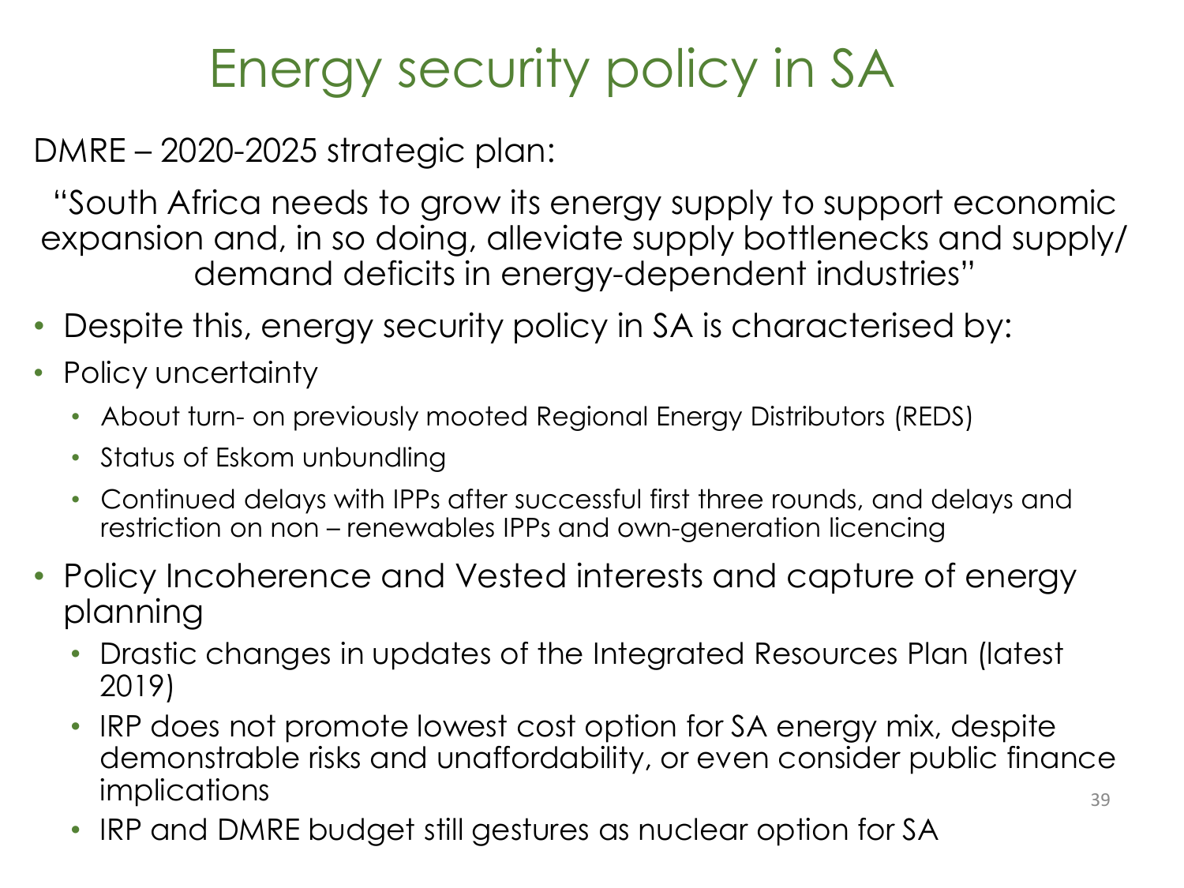# Energy security policy in SA

DMRE – 2020-2025 strategic plan:

"South Africa needs to grow its energy supply to support economic expansion and, in so doing, alleviate supply bottlenecks and supply/ demand deficits in energy-dependent industries"

- Despite this, energy security policy in SA is characterised by:
- Policy uncertainty
  - About turn- on previously mooted Regional Energy Distributors (REDS)
  - Status of Eskom unbundling
  - Continued delays with IPPs after successful first three rounds, and delays and restriction on non – renewables IPPs and own-generation licencing
- Policy Incoherence and Vested interests and capture of energy planning
  - Drastic changes in updates of the Integrated Resources Plan (latest 2019)
  - IRP does not promote lowest cost option for SA energy mix, despite demonstrable risks and unaffordability, or even consider public finance implications
  - IRP and DMRE budget still gestures as nuclear option for SA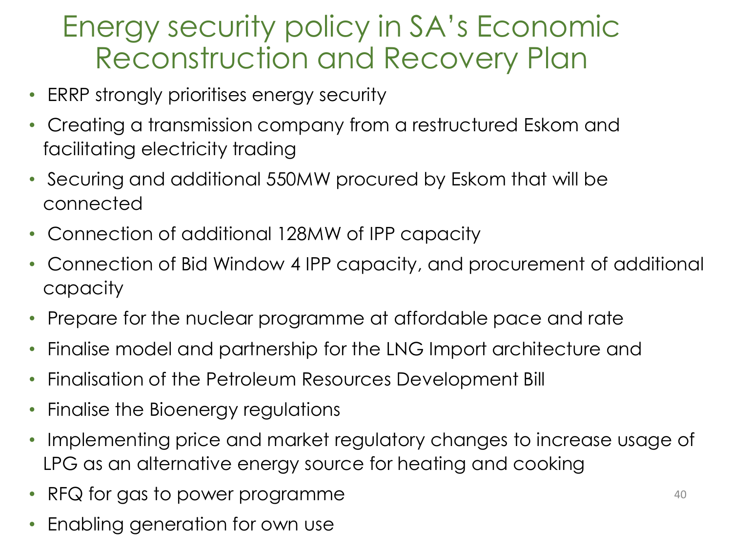# Energy security policy in SA's Economic Reconstruction and Recovery Plan

- ERRP strongly prioritises energy security
- Creating a transmission company from a restructured Eskom and facilitating electricity trading
- Securing and additional 550MW procured by Eskom that will be connected
- Connection of additional 128MW of IPP capacity
- Connection of Bid Window 4 IPP capacity, and procurement of additional capacity
- Prepare for the nuclear programme at affordable pace and rate
- Finalise model and partnership for the LNG Import architecture and
- Finalisation of the Petroleum Resources Development Bill
- Finalise the Bioenergy regulations
- Implementing price and market regulatory changes to increase usage of LPG as an alternative energy source for heating and cooking
- RFQ for gas to power programme
- Enabling generation for own use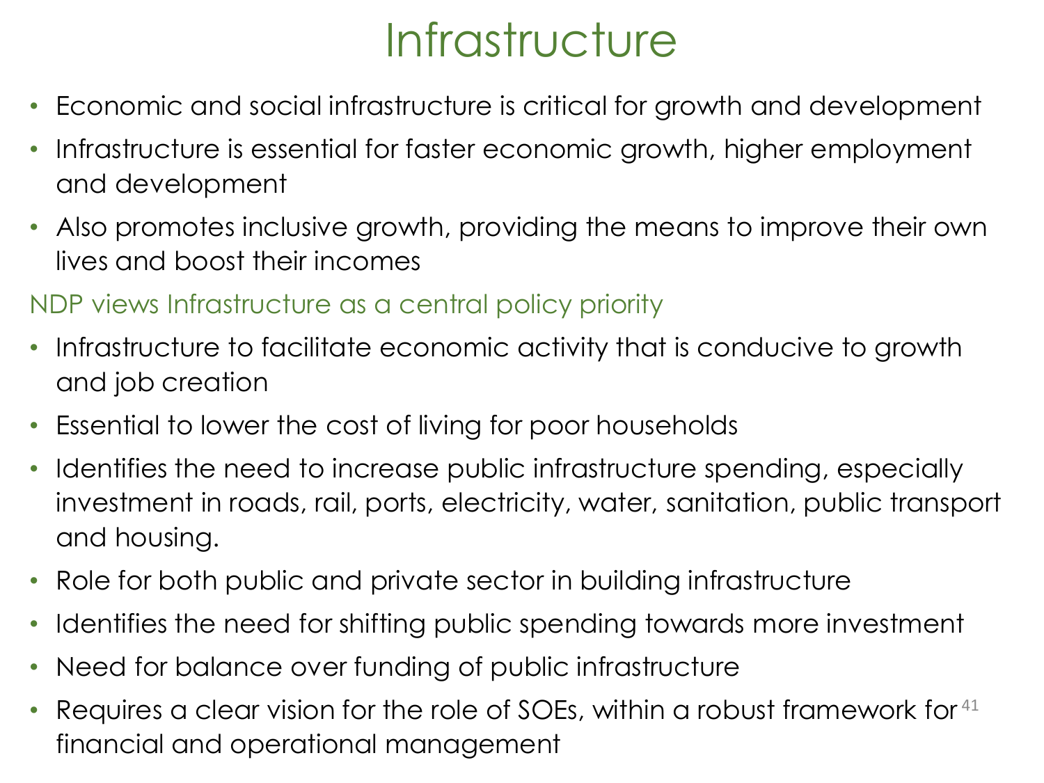# Infrastructure

- Economic and social infrastructure is critical for growth and development
- Infrastructure is essential for faster economic growth, higher employment and development
- Also promotes inclusive growth, providing the means to improve their own lives and boost their incomes

NDP views Infrastructure as a central policy priority

- Infrastructure to facilitate economic activity that is conducive to growth and job creation
- Essential to lower the cost of living for poor households
- Identifies the need to increase public infrastructure spending, especially investment in roads, rail, ports, electricity, water, sanitation, public transport and housing.
- Role for both public and private sector in building infrastructure
- Identifies the need for shifting public spending towards more investment
- Need for balance over funding of public infrastructure
- Requires a clear vision for the role of SOEs, within a robust framework for financial and operational management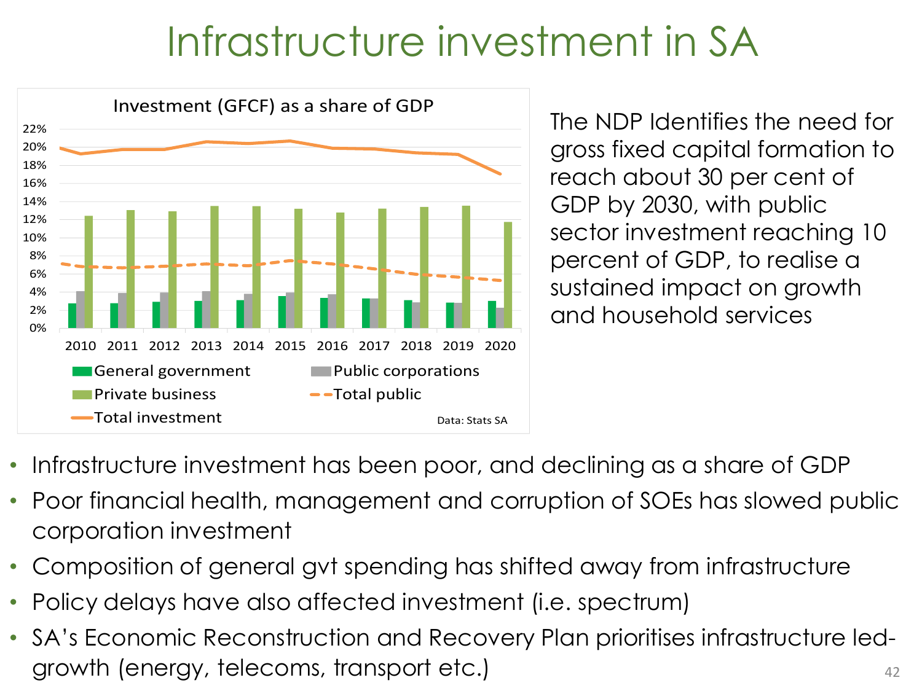# Infrastructure investment in SA

Investment (GFCF) as a share of GDP

22%
20%
18%
16%
14%
12%
10%
8%
6%
4%
2%
0%

2010 2011 2012 2013 2014 2015 2016 2017 2018 2019 2020

General government
Public corporations
Private business
Total public
Total investment

Data: Stats SA

The NDP Identifies the need for gross fixed capital formation to reach about 30 per cent of GDP by 2030, with public sector investment reaching 10 percent of GDP, to realise a sustained impact on growth and household services

- Infrastructure investment has been poor, and declining as a share of GDP
- Poor financial health, management and corruption of SOEs has slowed public corporation investment
- Composition of general gvt spending has shifted away from infrastructure
- Policy delays have also affected investment (i.e. spectrum)
- SA’s Economic Reconstruction and Recovery Plan prioritises infrastructure led-growth (energy, telecoms, transport etc.)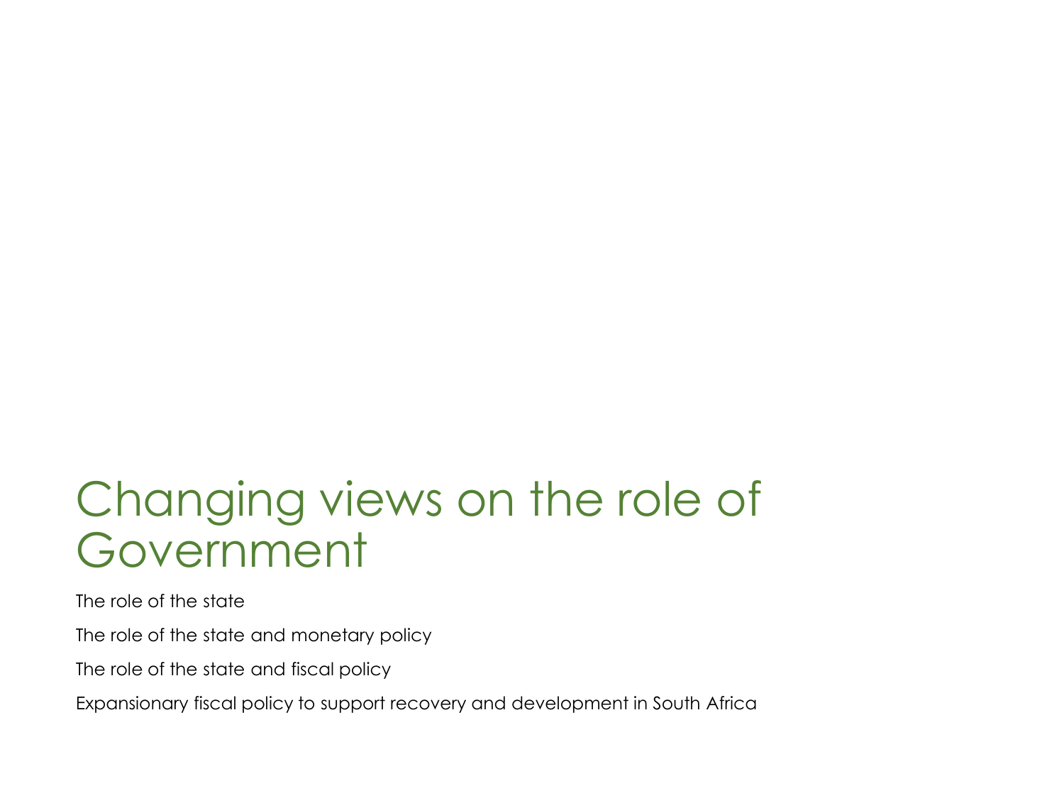# Changing views on the role of Government

The role of the state

The role of the state and monetary policy

The role of the state and fiscal policy

Expansionary fiscal policy to support recovery and development in South Africa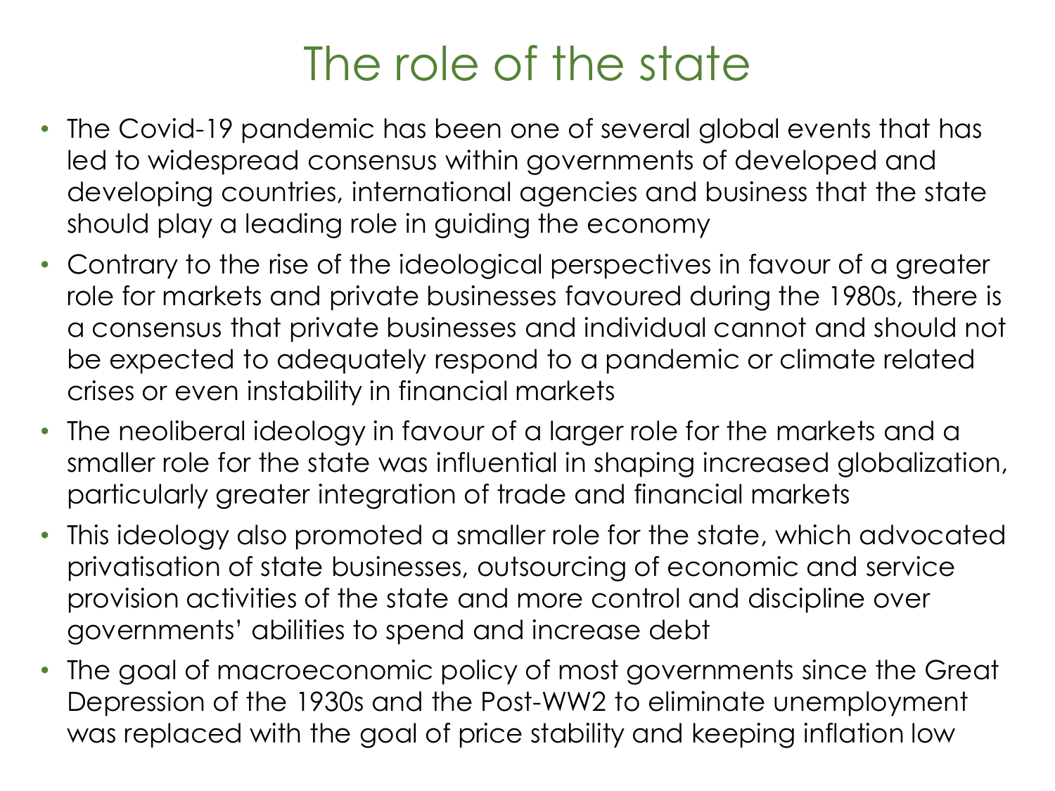# The role of the state

- The Covid-19 pandemic has been one of several global events that has led to widespread consensus within governments of developed and developing countries, international agencies and business that the state should play a leading role in guiding the economy
- Contrary to the rise of the ideological perspectives in favour of a greater role for markets and private businesses favoured during the 1980s, there is a consensus that private businesses and individual cannot and should not be expected to adequately respond to a pandemic or climate related crises or even instability in financial markets
- The neoliberal ideology in favour of a larger role for the markets and a smaller role for the state was influential in shaping increased globalization, particularly greater integration of trade and financial markets
- This ideology also promoted a smaller role for the state, which advocated privatisation of state businesses, outsourcing of economic and service provision activities of the state and more control and discipline over governments' abilities to spend and increase debt
- The goal of macroeconomic policy of most governments since the Great Depression of the 1930s and the Post-WW2 to eliminate unemployment was replaced with the goal of price stability and keeping inflation low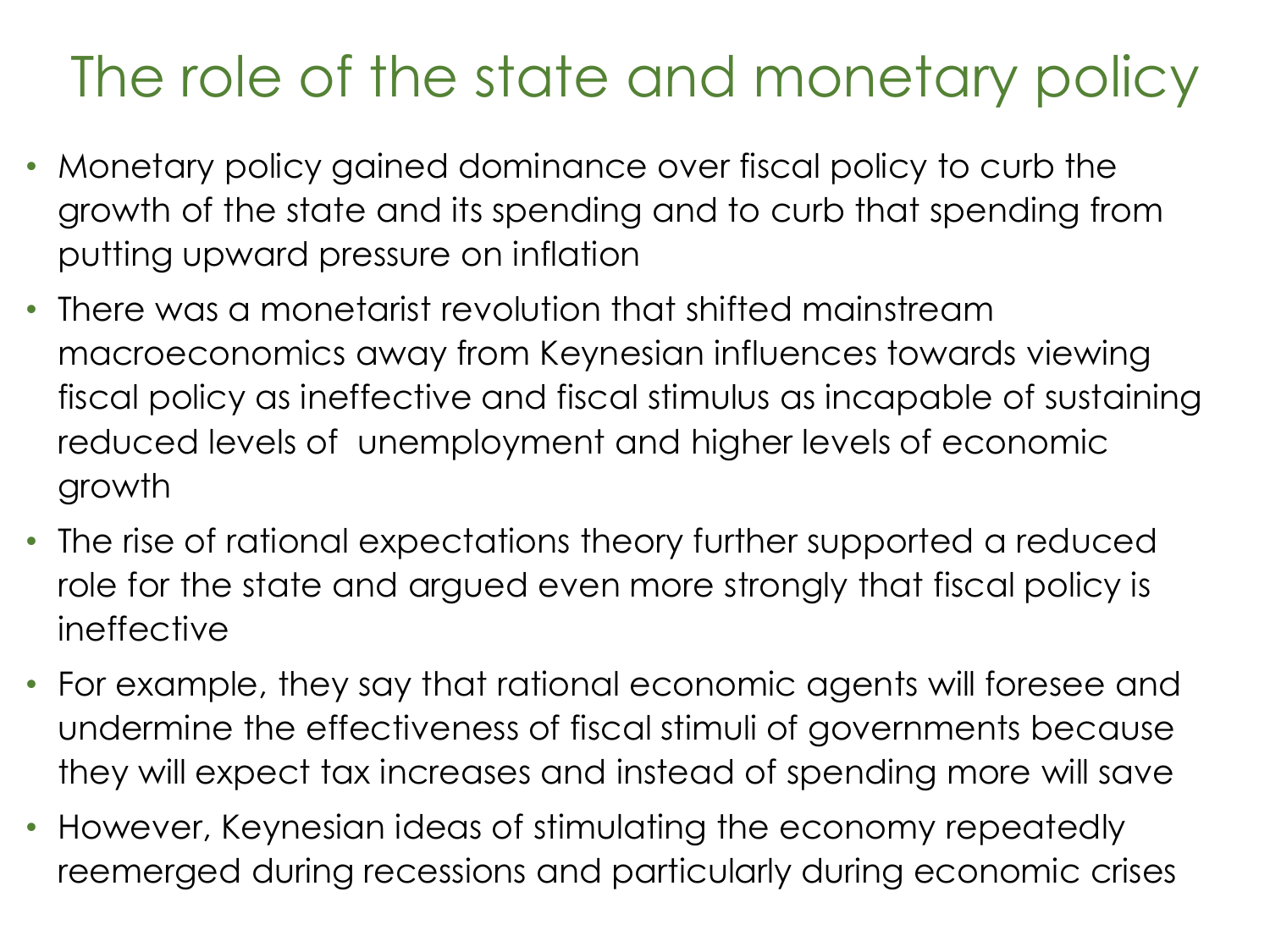# The role of the state and monetary policy

- Monetary policy gained dominance over fiscal policy to curb the growth of the state and its spending and to curb that spending from putting upward pressure on inflation
- There was a monetarist revolution that shifted mainstream macroeconomics away from Keynesian influences towards viewing fiscal policy as ineffective and fiscal stimulus as incapable of sustaining reduced levels of unemployment and higher levels of economic growth
- The rise of rational expectations theory further supported a reduced role for the state and argued even more strongly that fiscal policy is ineffective
- For example, they say that rational economic agents will foresee and undermine the effectiveness of fiscal stimuli of governments because they will expect tax increases and instead of spending more will save
- However, Keynesian ideas of stimulating the economy repeatedly reemerged during recessions and particularly during economic crises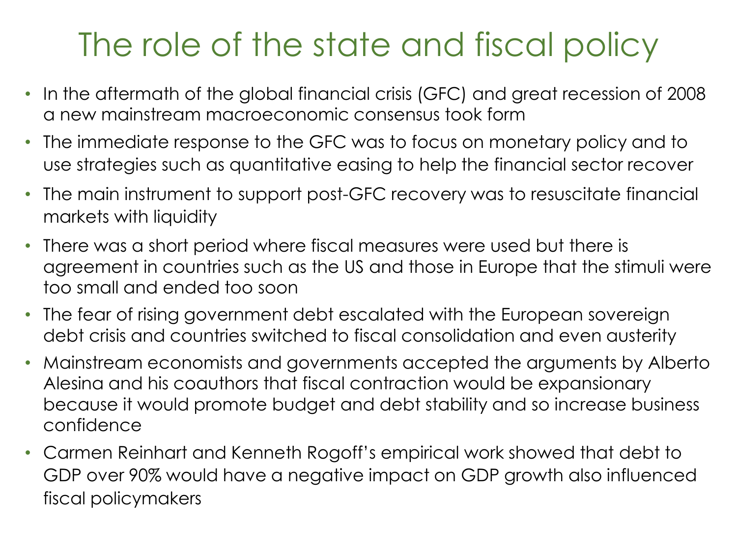# The role of the state and fiscal policy

- In the aftermath of the global financial crisis (GFC) and great recession of 2008 a new mainstream macroeconomic consensus took form
- The immediate response to the GFC was to focus on monetary policy and to use strategies such as quantitative easing to help the financial sector recover
- The main instrument to support post-GFC recovery was to resuscitate financial markets with liquidity
- There was a short period where fiscal measures were used but there is agreement in countries such as the US and those in Europe that the stimuli were too small and ended too soon
- The fear of rising government debt escalated with the European sovereign debt crisis and countries switched to fiscal consolidation and even austerity
- Mainstream economists and governments accepted the arguments by Alberto Alesina and his coauthors that fiscal contraction would be expansionary because it would promote budget and debt stability and so increase business confidence
- Carmen Reinhart and Kenneth Rogoff's empirical work showed that debt to GDP over 90% would have a negative impact on GDP growth also influenced fiscal policymakers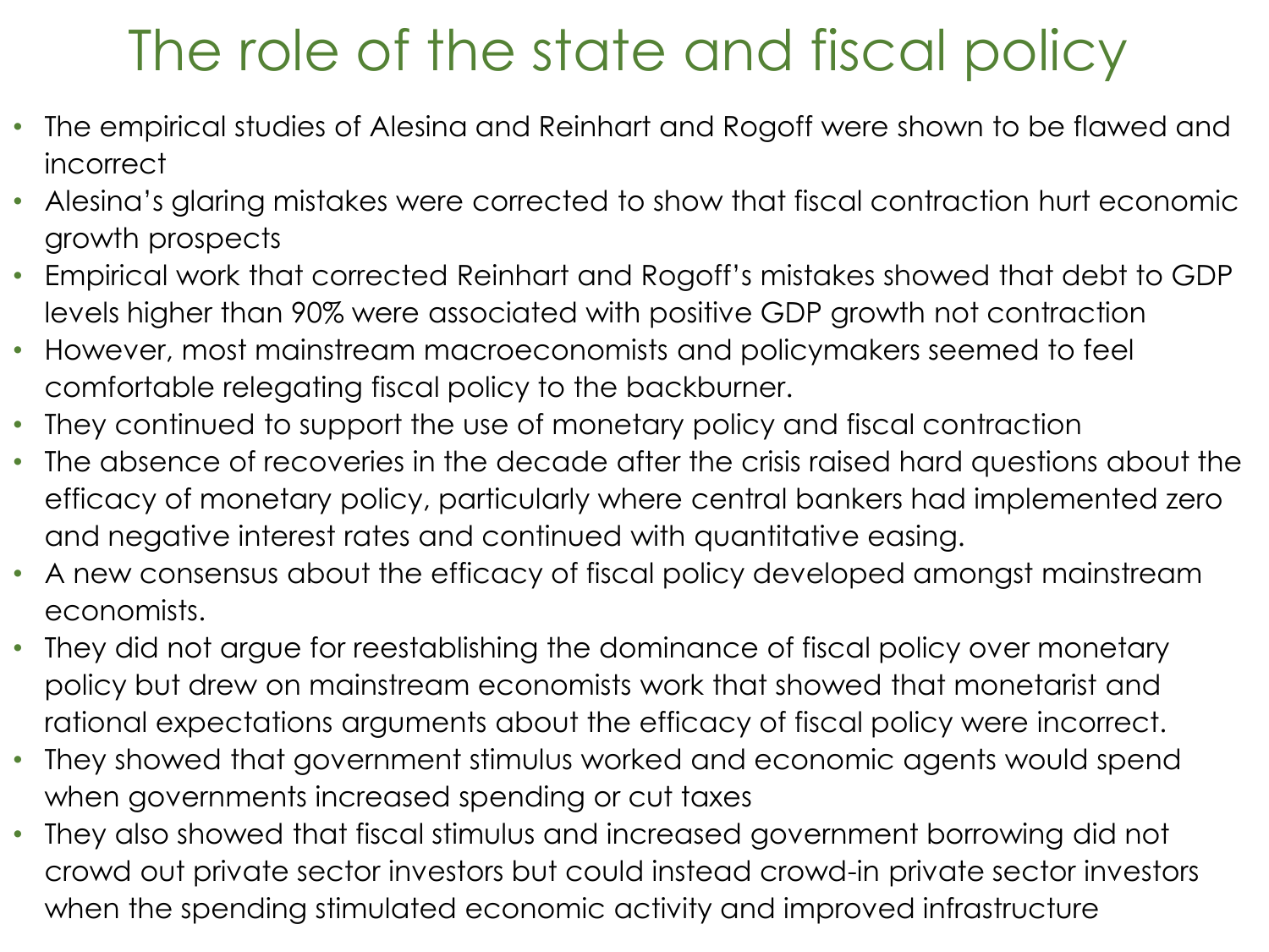# The role of the state and fiscal policy

- The empirical studies of Alesina and Reinhart and Rogoff were shown to be flawed and incorrect
- Alesina's glaring mistakes were corrected to show that fiscal contraction hurt economic growth prospects
- Empirical work that corrected Reinhart and Rogoff's mistakes showed that debt to GDP levels higher than 90% were associated with positive GDP growth not contraction
- However, most mainstream macroeconomists and policymakers seemed to feel comfortable relegating fiscal policy to the backburner.
- They continued to support the use of monetary policy and fiscal contraction
- The absence of recoveries in the decade after the crisis raised hard questions about the efficacy of monetary policy, particularly where central bankers had implemented zero and negative interest rates and continued with quantitative easing.
- A new consensus about the efficacy of fiscal policy developed amongst mainstream economists.
- They did not argue for reestablishing the dominance of fiscal policy over monetary policy but drew on mainstream economists work that showed that monetarist and rational expectations arguments about the efficacy of fiscal policy were incorrect.
- They showed that government stimulus worked and economic agents would spend when governments increased spending or cut taxes
- They also showed that fiscal stimulus and increased government borrowing did not crowd out private sector investors but could instead crowd-in private sector investors when the spending stimulated economic activity and improved infrastructure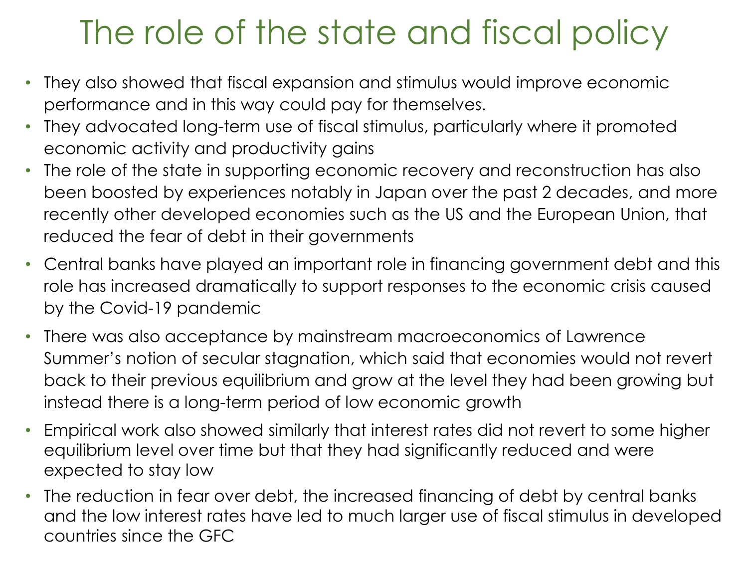# The role of the state and fiscal policy

- They also showed that fiscal expansion and stimulus would improve economic performance and in this way could pay for themselves.
- They advocated long-term use of fiscal stimulus, particularly where it promoted economic activity and productivity gains
- The role of the state in supporting economic recovery and reconstruction has also been boosted by experiences notably in Japan over the past 2 decades, and more recently other developed economies such as the US and the European Union, that reduced the fear of debt in their governments
- Central banks have played an important role in financing government debt and this role has increased dramatically to support responses to the economic crisis caused by the Covid-19 pandemic
- There was also acceptance by mainstream macroeconomics of Lawrence Summer's notion of secular stagnation, which said that economies would not revert back to their previous equilibrium and grow at the level they had been growing but instead there is a long-term period of low economic growth
- Empirical work also showed similarly that interest rates did not revert to some higher equilibrium level over time but that they had significantly reduced and were expected to stay low
- The reduction in fear over debt, the increased financing of debt by central banks and the low interest rates have led to much larger use of fiscal stimulus in developed countries since the GFC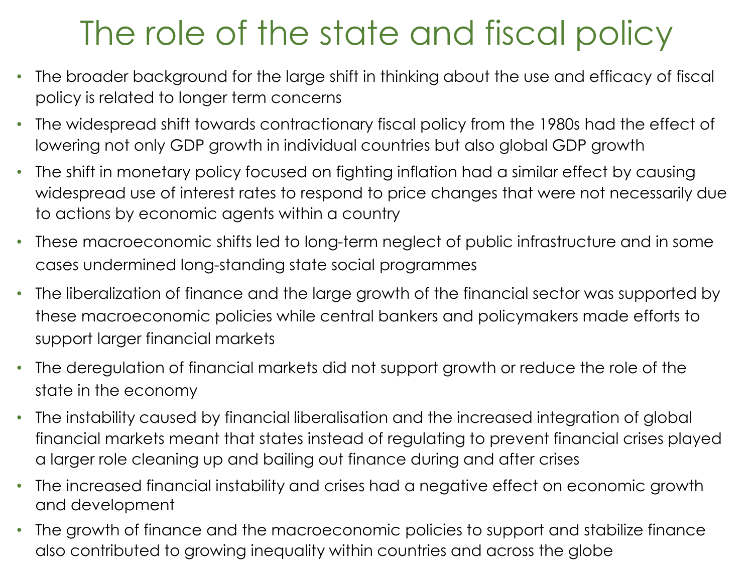# The role of the state and fiscal policy

- The broader background for the large shift in thinking about the use and efficacy of fiscal policy is related to longer term concerns
- The widespread shift towards contractionary fiscal policy from the 1980s had the effect of lowering not only GDP growth in individual countries but also global GDP growth
- The shift in monetary policy focused on fighting inflation had a similar effect by causing widespread use of interest rates to respond to price changes that were not necessarily due to actions by economic agents within a country
- These macroeconomic shifts led to long-term neglect of public infrastructure and in some cases undermined long-standing state social programmes
- The liberalization of finance and the large growth of the financial sector was supported by these macroeconomic policies while central bankers and policymakers made efforts to support larger financial markets
- The deregulation of financial markets did not support growth or reduce the role of the state in the economy
- The instability caused by financial liberalisation and the increased integration of global financial markets meant that states instead of regulating to prevent financial crises played a larger role cleaning up and bailing out finance during and after crises
- The increased financial instability and crises had a negative effect on economic growth and development
- The growth of finance and the macroeconomic policies to support and stabilize finance also contributed to growing inequality within countries and across the globe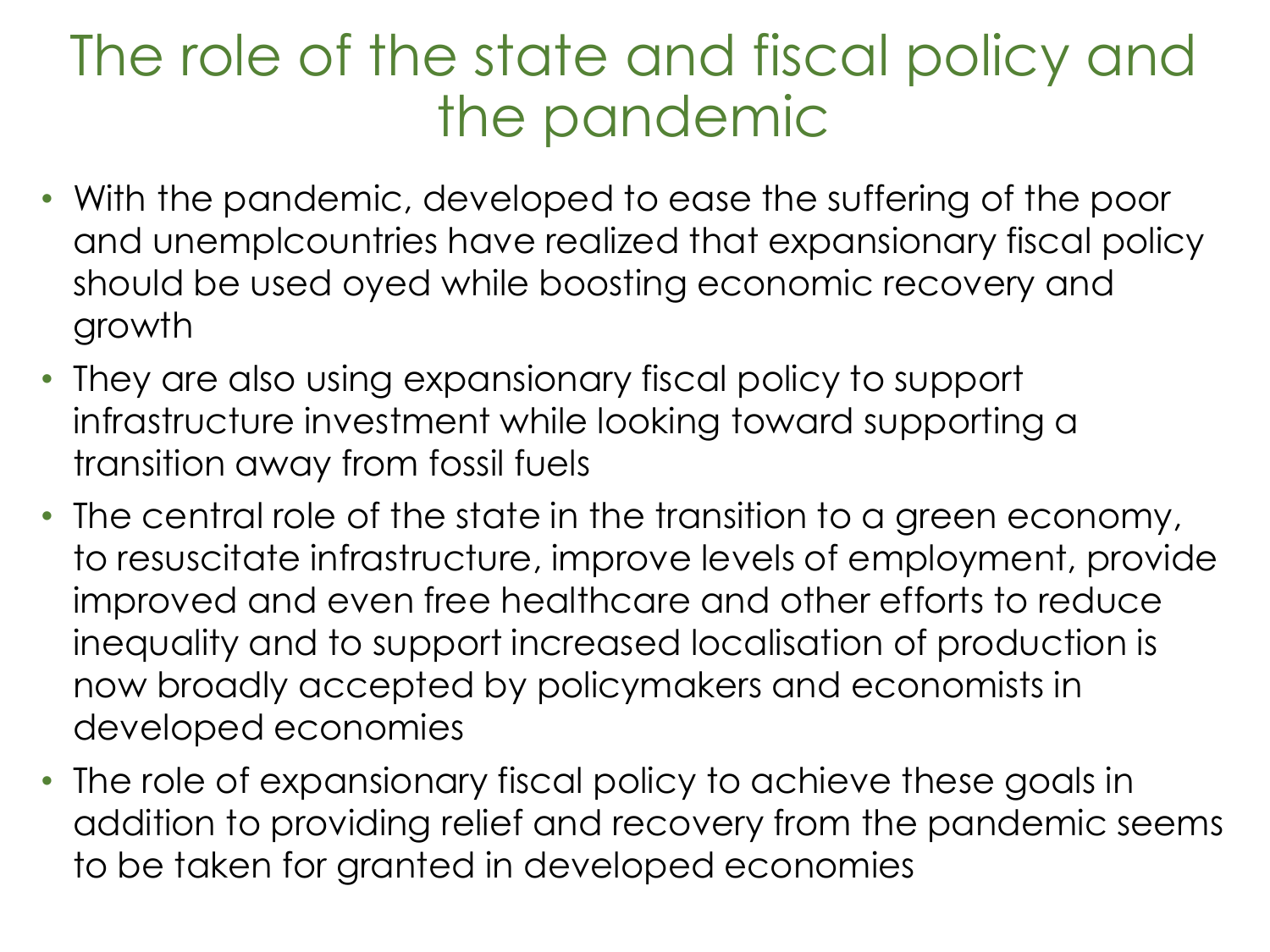# The role of the state and fiscal policy and the pandemic

- With the pandemic, developed to ease the suffering of the poor and unemplcountries have realized that expansionary fiscal policy should be used oyed while boosting economic recovery and growth
- They are also using expansionary fiscal policy to support infrastructure investment while looking toward supporting a transition away from fossil fuels
- The central role of the state in the transition to a green economy, to resuscitate infrastructure, improve levels of employment, provide improved and even free healthcare and other efforts to reduce inequality and to support increased localisation of production is now broadly accepted by policymakers and economists in developed economies
- The role of expansionary fiscal policy to achieve these goals in addition to providing relief and recovery from the pandemic seems to be taken for granted in developed economies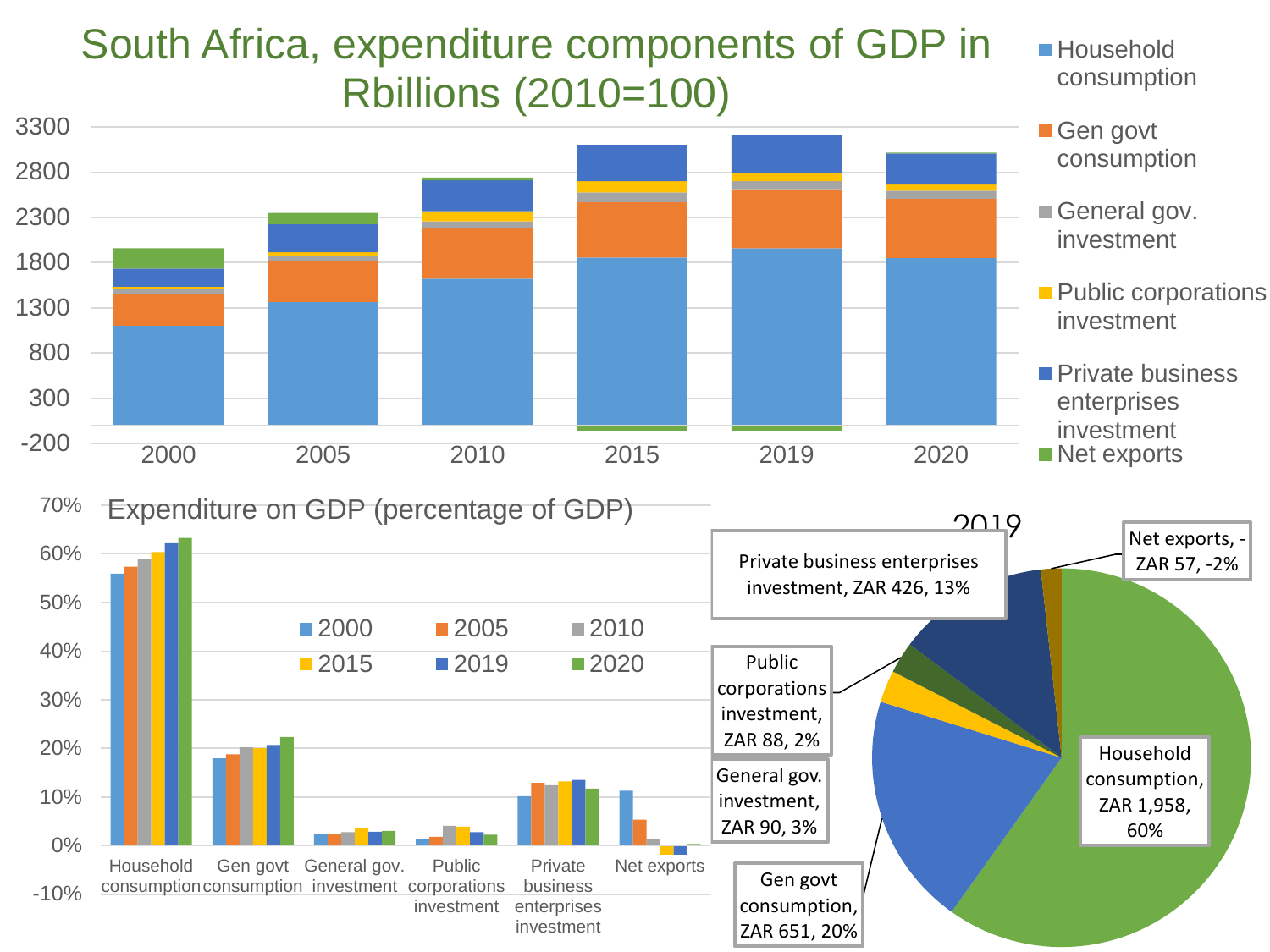# South Africa, expenditure components of GDP in Rbillions (2010=100)

3300
2800
2300
1800
1300
800
300
-200

2000
2005
2010
2015
2019
2020

Household consumption
Gen govt consumption
General gov. investment
Public corporations investment
Private business enterprises investment
Net exports

## Expenditure on GDP (percentage of GDP)

70%
60%
50%
40%
30%
20%
10%
0%
-10%

2000
2005
2010
2015
2019
2020

Household consumption
Gen govt consumption
General gov. investment
Public corporations investment
Private business enterprises investment
Net exports

## 2019

Net exports, -ZAR 57, -2%

Private business enterprises investment, ZAR 426, 13%

Public corporations investment, ZAR 88, 2%

General gov. investment, ZAR 90, 3%

Gen govt consumption, ZAR 651, 20%

Household consumption, ZAR 1,958, 60%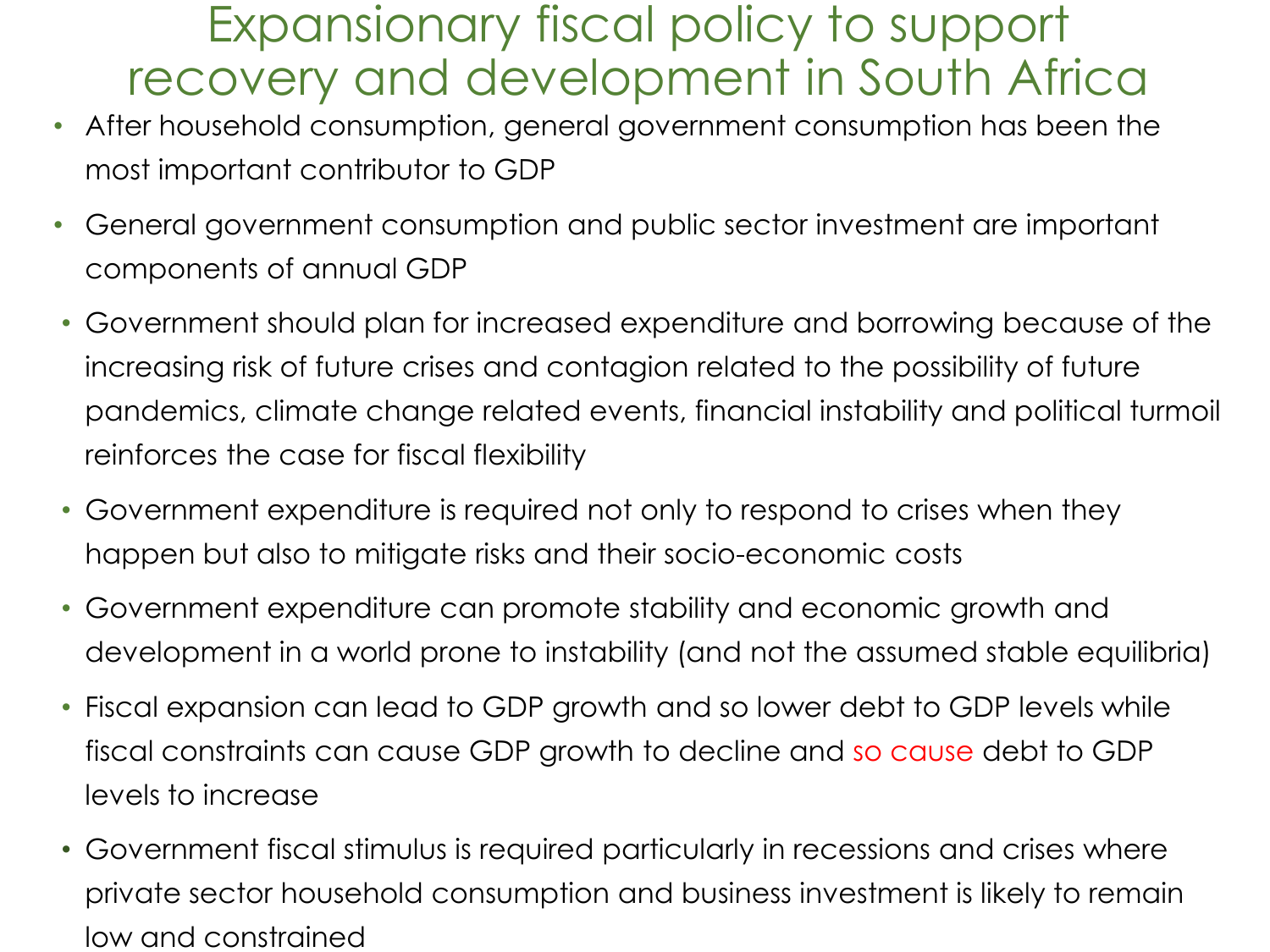# Expansionary fiscal policy to support recovery and development in South Africa

- After household consumption, general government consumption has been the most important contributor to GDP
- General government consumption and public sector investment are important components of annual GDP
- Government should plan for increased expenditure and borrowing because of the increasing risk of future crises and contagion related to the possibility of future pandemics, climate change related events, financial instability and political turmoil reinforces the case for fiscal flexibility
- Government expenditure is required not only to respond to crises when they happen but also to mitigate risks and their socio-economic costs
- Government expenditure can promote stability and economic growth and development in a world prone to instability (and not the assumed stable equilibria)
- Fiscal expansion can lead to GDP growth and so lower debt to GDP levels while fiscal constraints can cause GDP growth to decline and so cause debt to GDP levels to increase
- Government fiscal stimulus is required particularly in recessions and crises where private sector household consumption and business investment is likely to remain low and constrained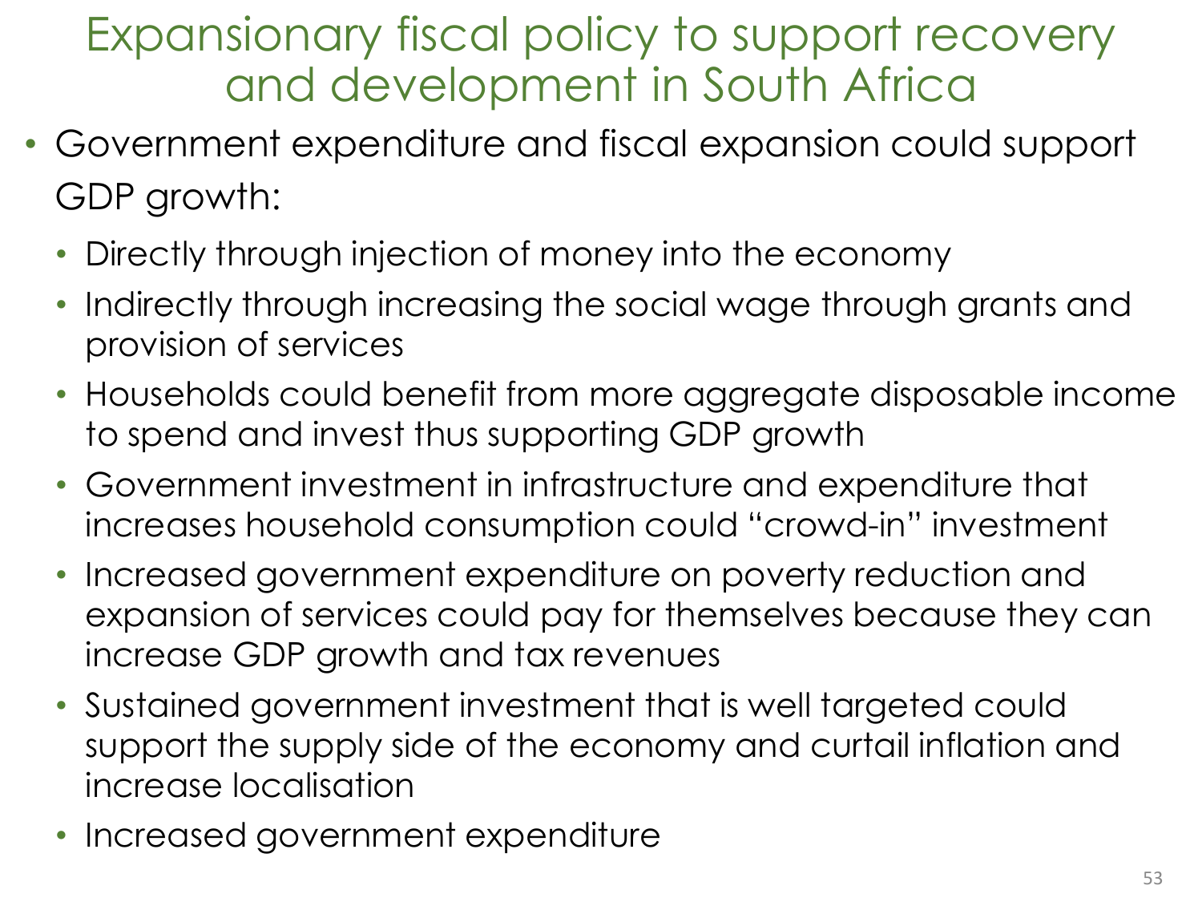# Expansionary fiscal policy to support recovery and development in South Africa

- Government expenditure and fiscal expansion could support GDP growth:
  - Directly through injection of money into the economy
  - Indirectly through increasing the social wage through grants and provision of services
  - Households could benefit from more aggregate disposable income to spend and invest thus supporting GDP growth
  - Government investment in infrastructure and expenditure that increases household consumption could "crowd-in" investment
  - Increased government expenditure on poverty reduction and expansion of services could pay for themselves because they can increase GDP growth and tax revenues
  - Sustained government investment that is well targeted could support the supply side of the economy and curtail inflation and increase localisation
  - Increased government expenditure